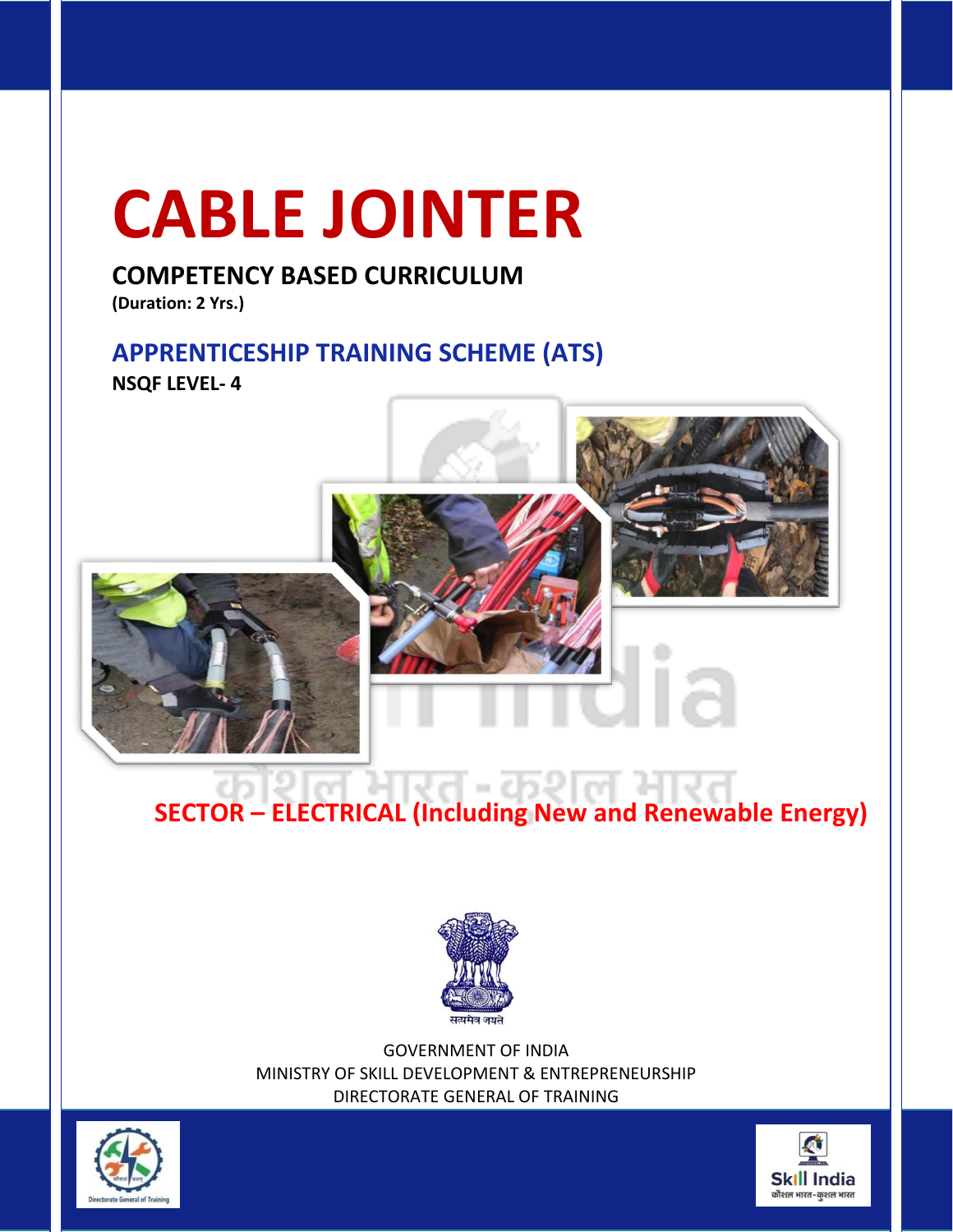# CABLE JOINTER

## COMPETENCY BASED CURRICULUM

**(Duration: 2 Yrs.)**

## APPRENTICESHIP TRAINING SCHEME (ATS)

**NSQF LEVEL- 4**

## SECTOR – ELECTRICAL (Including New and Renewable Energy)

सत्यमेव जयते

GOVERNMENT OF INDIA

MINISTRY OF SKILL DEVELOPMENT & ENTREPRENEURSHIP

DIRECTORATE GENERAL OF TRAINING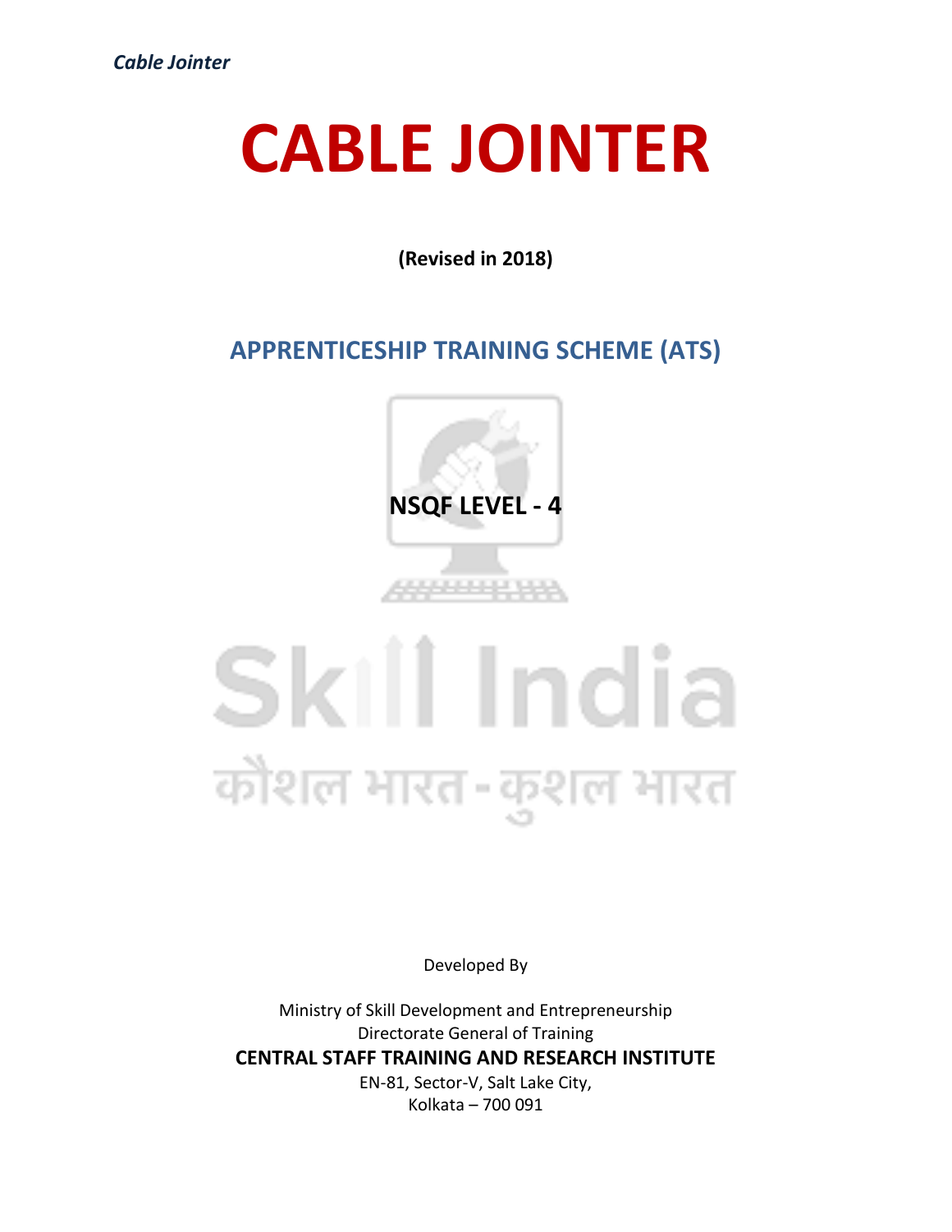# CABLE JOINTER

**(Revised in 2018)**

## APPRENTICESHIP TRAINING SCHEME (ATS)

**NSQF LEVEL - 4**

Skill India

कौशल भारत - कुशल भारत

Developed By

Ministry of Skill Development and Entrepreneurship
Directorate General of Training

**CENTRAL STAFF TRAINING AND RESEARCH INSTITUTE**

EN-81, Sector-V, Salt Lake City,
Kolkata – 700 091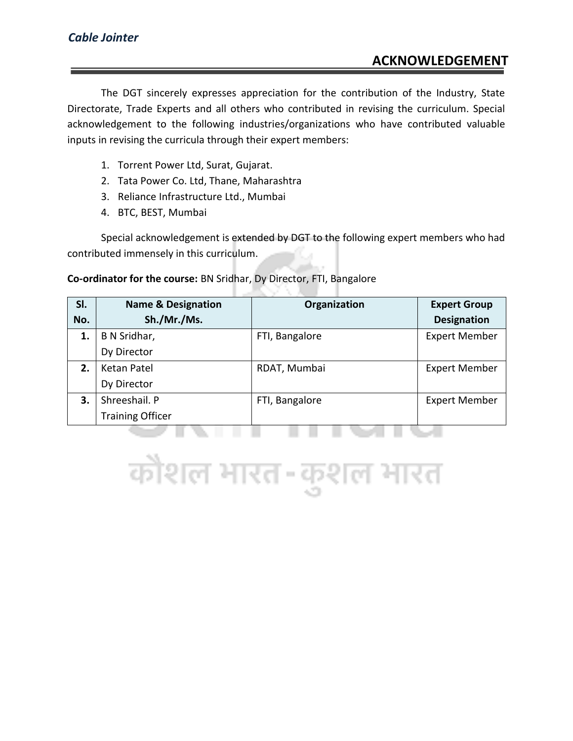# ACKNOWLEDGEMENT

The DGT sincerely expresses appreciation for the contribution of the Industry, State Directorate, Trade Experts and all others who contributed in revising the curriculum. Special acknowledgement to the following industries/organizations who have contributed valuable inputs in revising the curricula through their expert members:

1. Torrent Power Ltd, Surat, Gujarat.
2. Tata Power Co. Ltd, Thane, Maharashtra
3. Reliance Infrastructure Ltd., Mumbai
4. BTC, BEST, Mumbai

Special acknowledgement is extended by DGT to the following expert members who had contributed immensely in this curriculum.

**Co-ordinator for the course:** BN Sridhar, Dy Director, FTI, Bangalore

| Sl. No. | Name & Designation Sh./Mr./Ms. | Organization | Expert Group Designation |
|---|---|---|---|
| **1.** | B N Sridhar, Dy Director | FTI, Bangalore | Expert Member |
| **2.** | Ketan Patel Dy Director | RDAT, Mumbai | Expert Member |
| **3.** | Shreeshail. P Training Officer | FTI, Bangalore | Expert Member |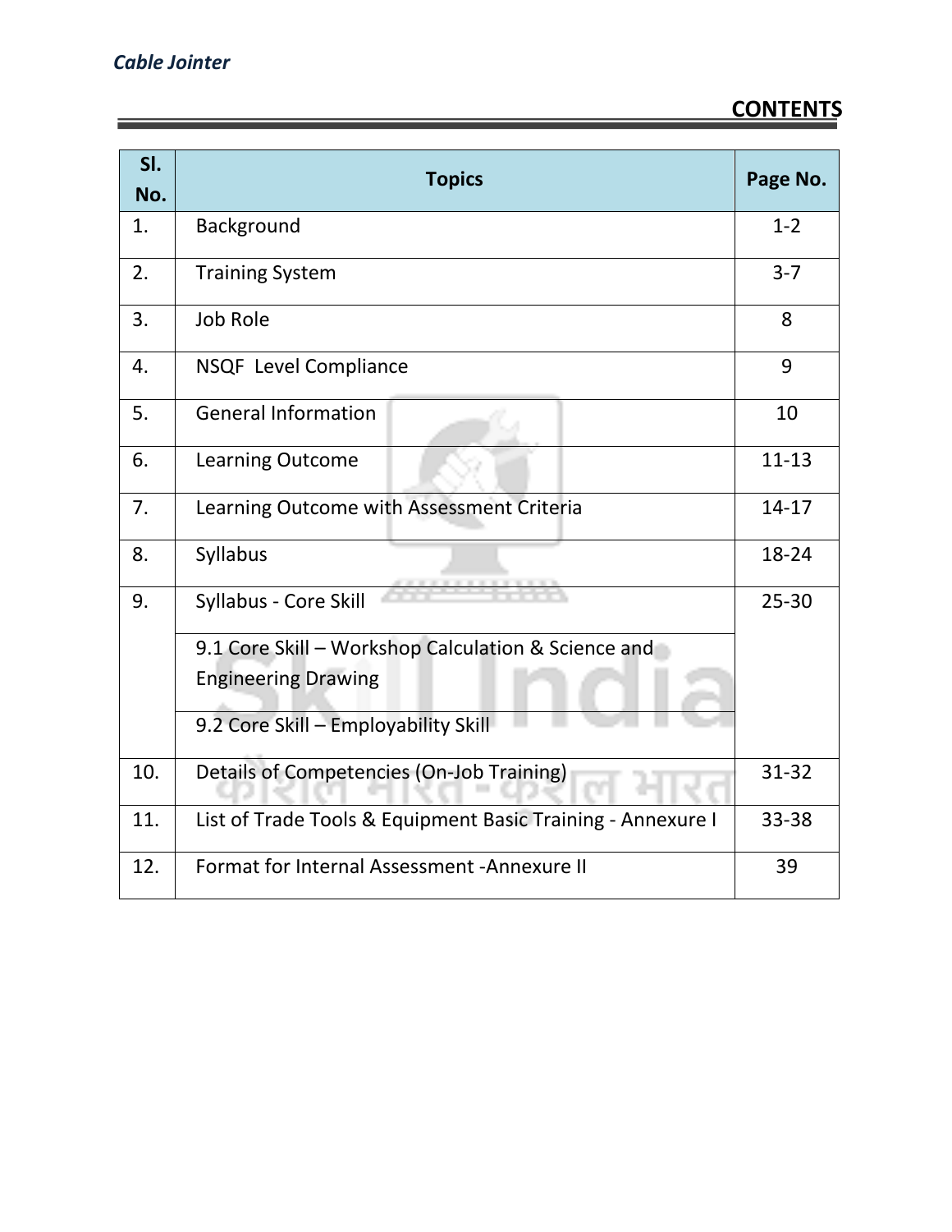## CONTENTS

| Sl. No. | Topics | Page No. |
|---|---|---|
| 1. | Background | 1-2 |
| 2. | Training System | 3-7 |
| 3. | Job Role | 8 |
| 4. | NSQF Level Compliance | 9 |
| 5. | General Information | 10 |
| 6. | Learning Outcome | 11-13 |
| 7. | Learning Outcome with Assessment Criteria | 14-17 |
| 8. | Syllabus | 18-24 |
| 9. | Syllabus - Core Skill | 25-30 |
| | 9.1 Core Skill – Workshop Calculation & Science and Engineering Drawing | |
| | 9.2 Core Skill – Employability Skill | |
| 10. | Details of Competencies (On-Job Training) | 31-32 |
| 11. | List of Trade Tools & Equipment Basic Training - Annexure I | 33-38 |
| 12. | Format for Internal Assessment -Annexure II | 39 |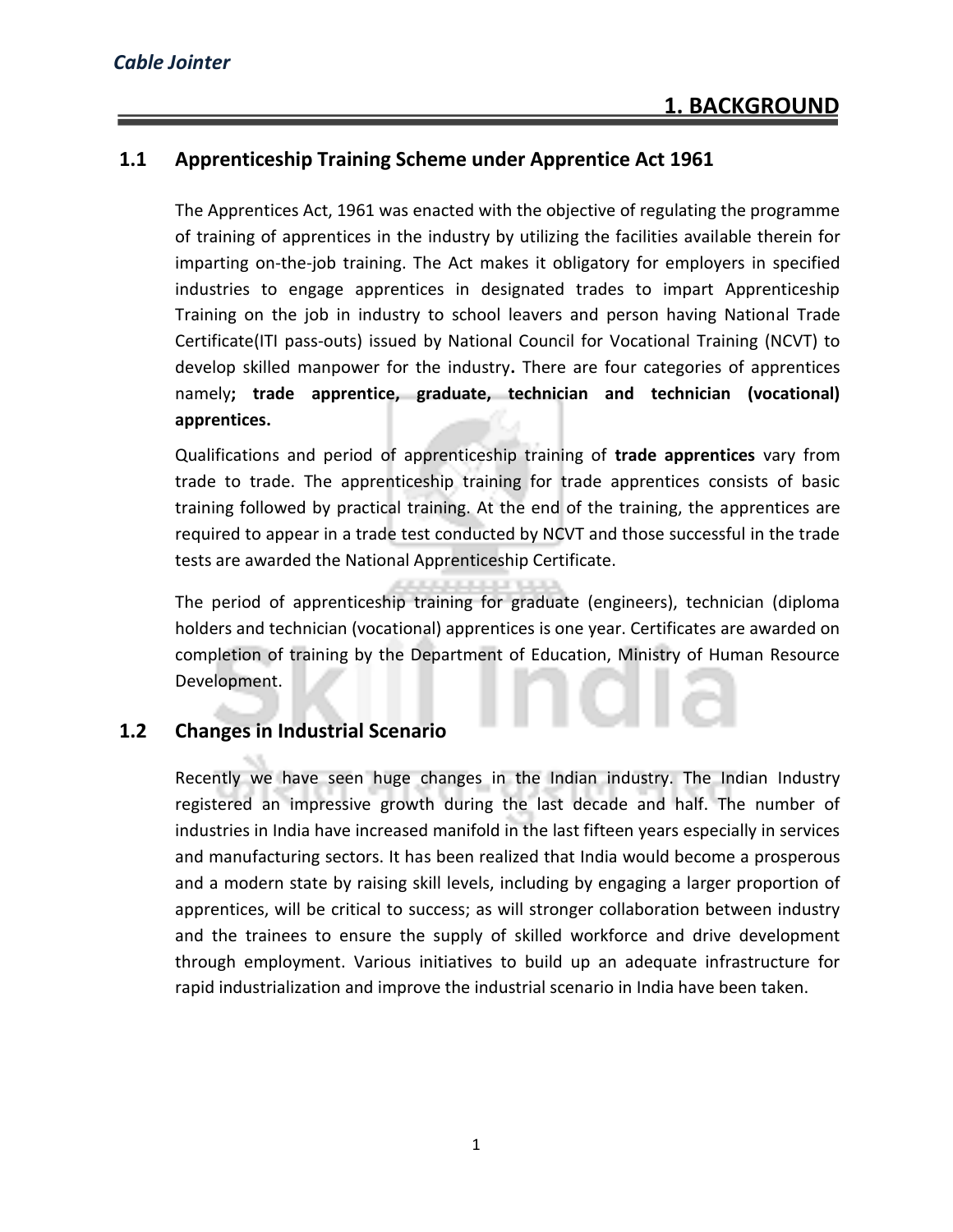# 1. BACKGROUND

## 1.1 Apprenticeship Training Scheme under Apprentice Act 1961

The Apprentices Act, 1961 was enacted with the objective of regulating the programme of training of apprentices in the industry by utilizing the facilities available therein for imparting on-the-job training. The Act makes it obligatory for employers in specified industries to engage apprentices in designated trades to impart Apprenticeship Training on the job in industry to school leavers and person having National Trade Certificate(ITI pass-outs) issued by National Council for Vocational Training (NCVT) to develop skilled manpower for the industry**.** There are four categories of apprentices namely**; trade apprentice, graduate, technician and technician (vocational) apprentices.**

Qualifications and period of apprenticeship training of **trade apprentices** vary from trade to trade. The apprenticeship training for trade apprentices consists of basic training followed by practical training. At the end of the training, the apprentices are required to appear in a trade test conducted by NCVT and those successful in the trade tests are awarded the National Apprenticeship Certificate.

The period of apprenticeship training for graduate (engineers), technician (diploma holders and technician (vocational) apprentices is one year. Certificates are awarded on completion of training by the Department of Education, Ministry of Human Resource Development.

## 1.2 Changes in Industrial Scenario

Recently we have seen huge changes in the Indian industry. The Indian Industry registered an impressive growth during the last decade and half. The number of industries in India have increased manifold in the last fifteen years especially in services and manufacturing sectors. It has been realized that India would become a prosperous and a modern state by raising skill levels, including by engaging a larger proportion of apprentices, will be critical to success; as will stronger collaboration between industry and the trainees to ensure the supply of skilled workforce and drive development through employment. Various initiatives to build up an adequate infrastructure for rapid industrialization and improve the industrial scenario in India have been taken.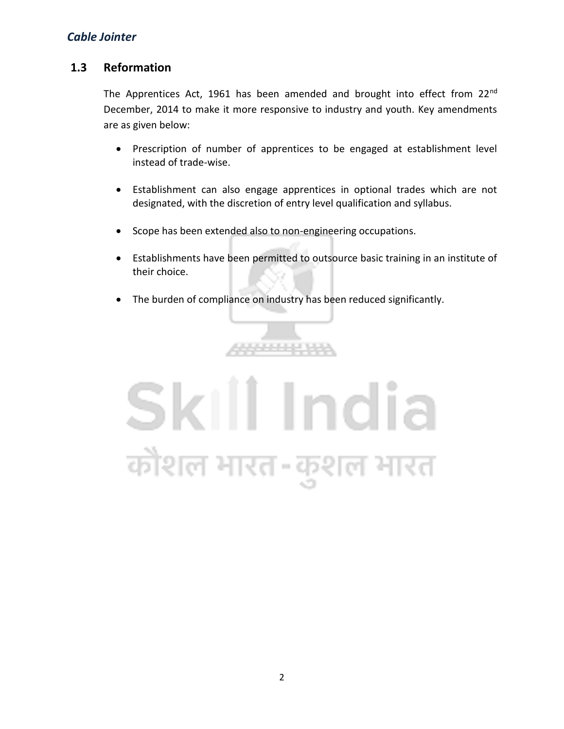## 1.3 Reformation

The Apprentices Act, 1961 has been amended and brought into effect from 22nd December, 2014 to make it more responsive to industry and youth. Key amendments are as given below:

- Prescription of number of apprentices to be engaged at establishment level instead of trade-wise.
- Establishment can also engage apprentices in optional trades which are not designated, with the discretion of entry level qualification and syllabus.
- Scope has been extended also to non-engineering occupations.
- Establishments have been permitted to outsource basic training in an institute of their choice.
- The burden of compliance on industry has been reduced significantly.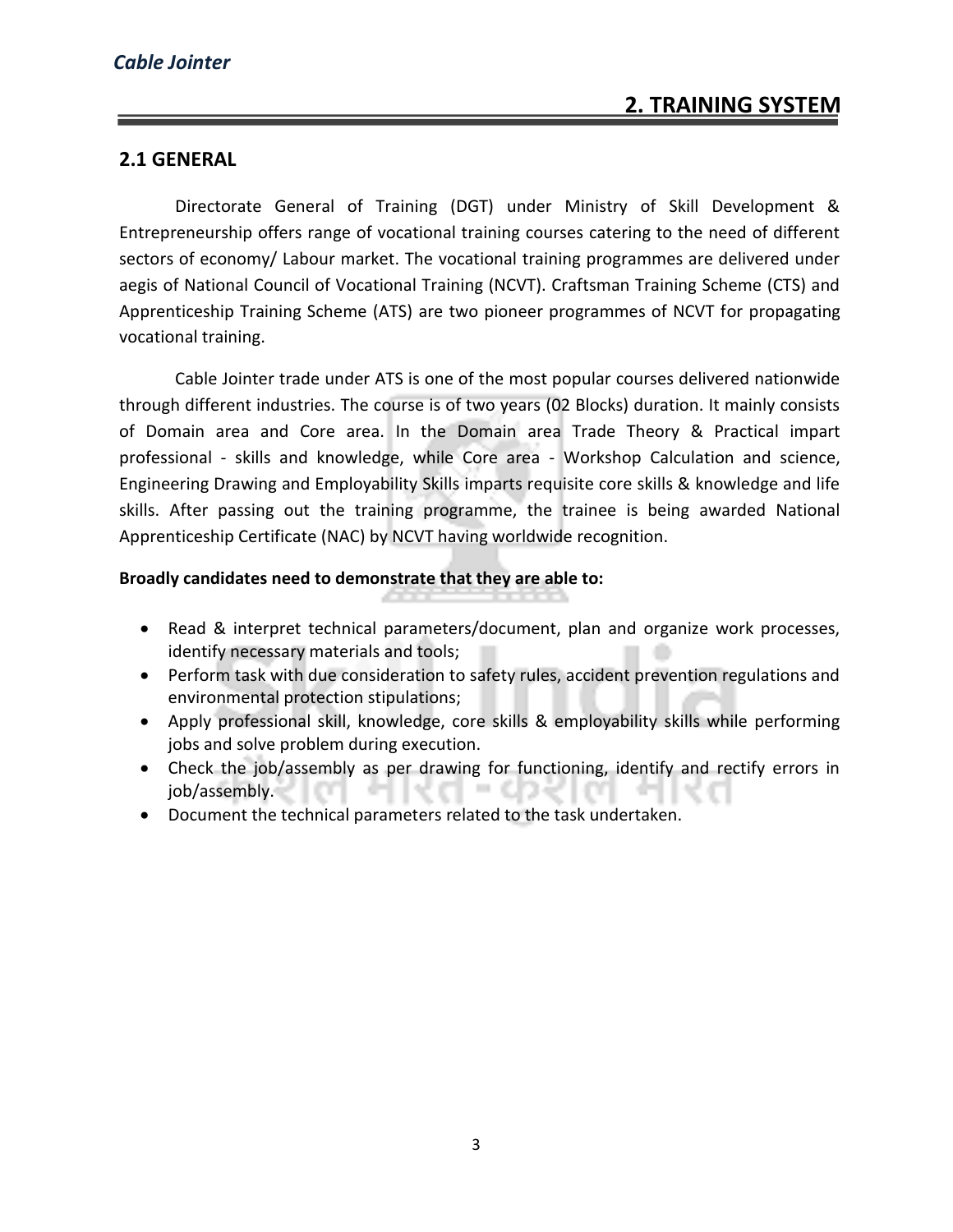## 2. TRAINING SYSTEM

### 2.1 GENERAL

Directorate General of Training (DGT) under Ministry of Skill Development & Entrepreneurship offers range of vocational training courses catering to the need of different sectors of economy/ Labour market. The vocational training programmes are delivered under aegis of National Council of Vocational Training (NCVT). Craftsman Training Scheme (CTS) and Apprenticeship Training Scheme (ATS) are two pioneer programmes of NCVT for propagating vocational training.

Cable Jointer trade under ATS is one of the most popular courses delivered nationwide through different industries. The course is of two years (02 Blocks) duration. It mainly consists of Domain area and Core area. In the Domain area Trade Theory & Practical impart professional - skills and knowledge, while Core area - Workshop Calculation and science, Engineering Drawing and Employability Skills imparts requisite core skills & knowledge and life skills. After passing out the training programme, the trainee is being awarded National Apprenticeship Certificate (NAC) by NCVT having worldwide recognition.

**Broadly candidates need to demonstrate that they are able to:**

- Read & interpret technical parameters/document, plan and organize work processes, identify necessary materials and tools;
- Perform task with due consideration to safety rules, accident prevention regulations and environmental protection stipulations;
- Apply professional skill, knowledge, core skills & employability skills while performing jobs and solve problem during execution.
- Check the job/assembly as per drawing for functioning, identify and rectify errors in job/assembly.
- Document the technical parameters related to the task undertaken.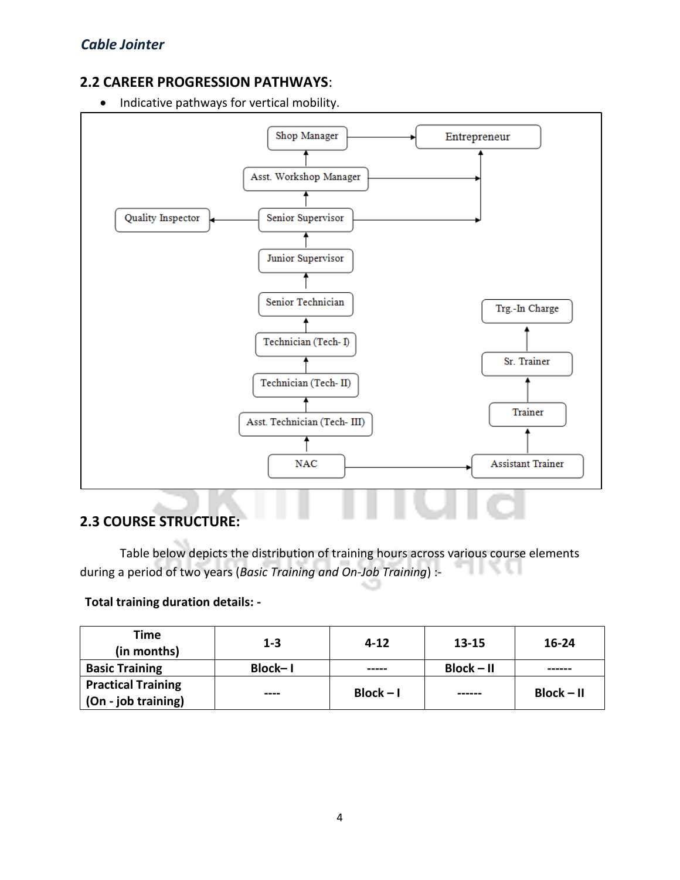## 2.2 CAREER PROGRESSION PATHWAYS:

- Indicative pathways for vertical mobility.

Shop Manager
Entrepreneur
Asst. Workshop Manager
Quality Inspector
Senior Supervisor
Junior Supervisor
Senior Technician
Trg.-In Charge
Technician (Tech- I)
Sr. Trainer
Technician (Tech- II)
Trainer
Asst. Technician (Tech- III)
NAC
Assistant Trainer

## 2.3 COURSE STRUCTURE:

Table below depicts the distribution of training hours across various course elements during a period of two years (*Basic Training and On-Job Training*) :-

**Total training duration details: -**

| Time (in months) | 1-3 | 4-12 | 13-15 | 16-24 |
|---|---|---|---|---|
| **Basic Training** | **Block– I** | ----- | **Block – II** | ------ |
| **Practical Training (On - job training)** | ---- | **Block – I** | ------ | **Block – II** |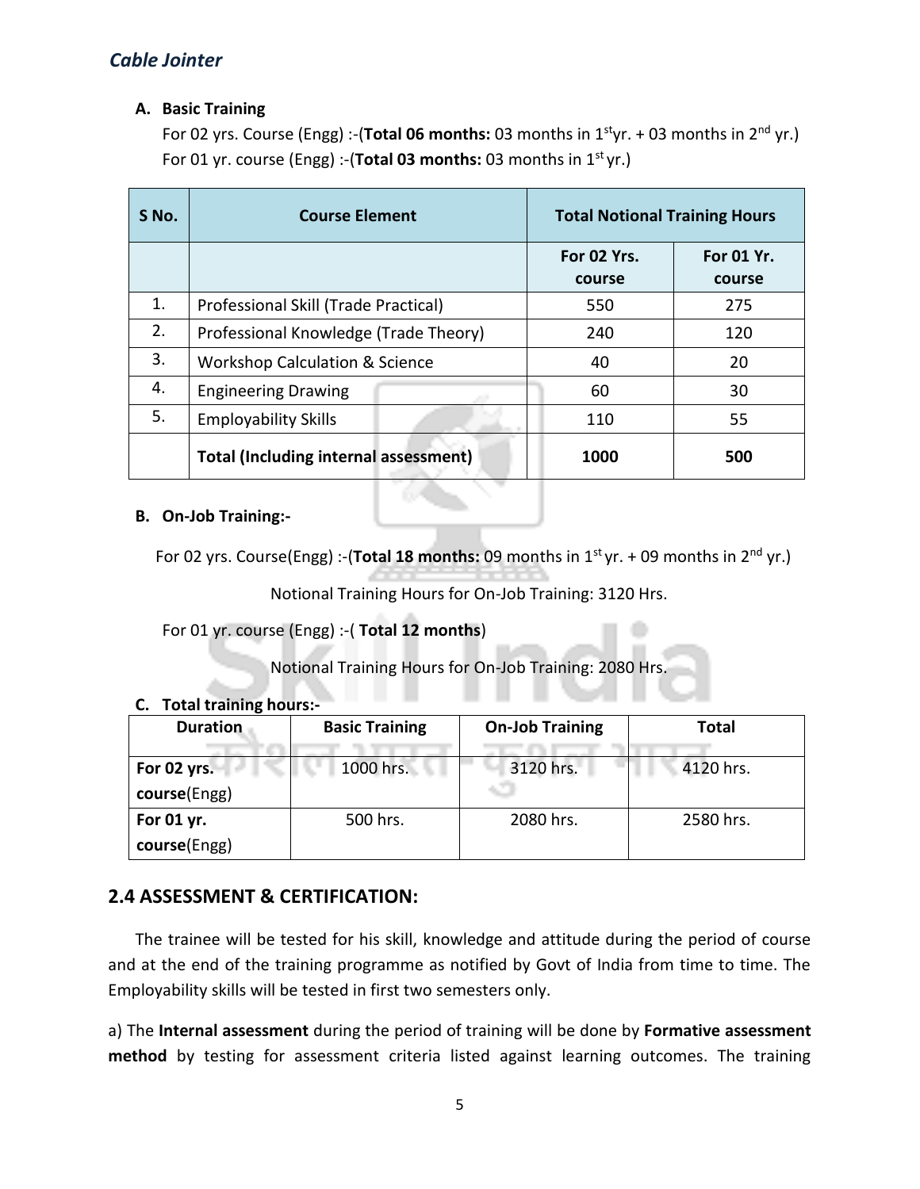**A. Basic Training**

For 02 yrs. Course (Engg) :-(**Total 06 months:** 03 months in 1[st]yr. + 03 months in 2[nd] yr.)

For 01 yr. course (Engg) :-(**Total 03 months:** 03 months in 1[st] yr.)

| S No. | Course Element | Total Notional Training Hours | |
|---|---|---|---|
| | | For 02 Yrs. course | For 01 Yr. course |
| 1. | Professional Skill (Trade Practical) | 550 | 275 |
| 2. | Professional Knowledge (Trade Theory) | 240 | 120 |
| 3. | Workshop Calculation & Science | 40 | 20 |
| 4. | Engineering Drawing | 60 | 30 |
| 5. | Employability Skills | 110 | 55 |
| | **Total (Including internal assessment)** | **1000** | **500** |

**B. On-Job Training:-**

For 02 yrs. Course(Engg) :-(**Total 18 months:** 09 months in 1[st] yr. + 09 months in 2[nd] yr.)

Notional Training Hours for On-Job Training: 3120 Hrs.

For 01 yr. course (Engg) :-( **Total 12 months**)

Notional Training Hours for On-Job Training: 2080 Hrs.

**C. Total training hours:-**

| Duration | Basic Training | On-Job Training | Total |
|---|---|---|---|
| **For 02 yrs. course**(Engg) | 1000 hrs. | 3120 hrs. | 4120 hrs. |
| **For 01 yr. course**(Engg) | 500 hrs. | 2080 hrs. | 2580 hrs. |

## 2.4 ASSESSMENT & CERTIFICATION:

The trainee will be tested for his skill, knowledge and attitude during the period of course and at the end of the training programme as notified by Govt of India from time to time. The Employability skills will be tested in first two semesters only.

a) The **Internal assessment** during the period of training will be done by **Formative assessment method** by testing for assessment criteria listed against learning outcomes. The training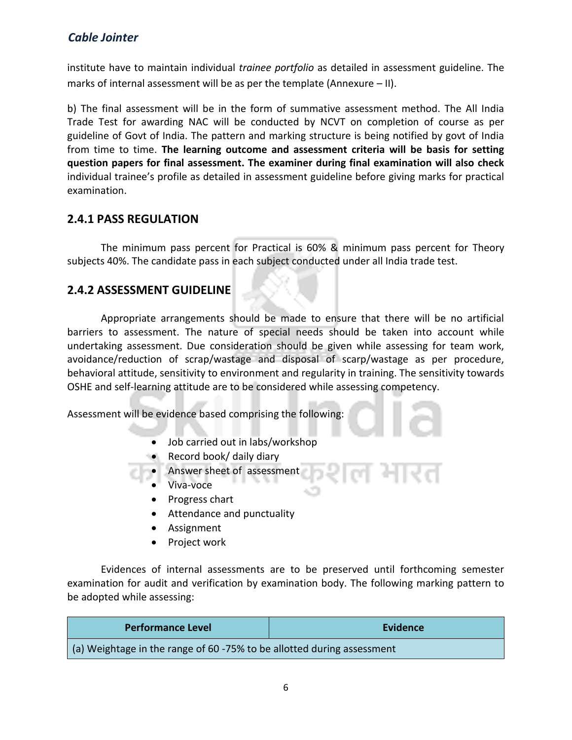institute have to maintain individual *trainee portfolio* as detailed in assessment guideline. The marks of internal assessment will be as per the template (Annexure – II).

b) The final assessment will be in the form of summative assessment method. The All India Trade Test for awarding NAC will be conducted by NCVT on completion of course as per guideline of Govt of India. The pattern and marking structure is being notified by govt of India from time to time. **The learning outcome and assessment criteria will be basis for setting question papers for final assessment. The examiner during final examination will also check** individual trainee's profile as detailed in assessment guideline before giving marks for practical examination.

### 2.4.1 PASS REGULATION

The minimum pass percent for Practical is 60% & minimum pass percent for Theory subjects 40%. The candidate pass in each subject conducted under all India trade test.

### 2.4.2 ASSESSMENT GUIDELINE

Appropriate arrangements should be made to ensure that there will be no artificial barriers to assessment. The nature of special needs should be taken into account while undertaking assessment. Due consideration should be given while assessing for team work, avoidance/reduction of scrap/wastage and disposal of scarp/wastage as per procedure, behavioral attitude, sensitivity to environment and regularity in training. The sensitivity towards OSHE and self-learning attitude are to be considered while assessing competency.

Assessment will be evidence based comprising the following:

- Job carried out in labs/workshop
- Record book/ daily diary
- Answer sheet of assessment
- Viva-voce
- Progress chart
- Attendance and punctuality
- Assignment
- Project work

Evidences of internal assessments are to be preserved until forthcoming semester examination for audit and verification by examination body. The following marking pattern to be adopted while assessing:

| Performance Level | Evidence |
|---|---|
| (a) Weightage in the range of 60 -75% to be allotted during assessment | |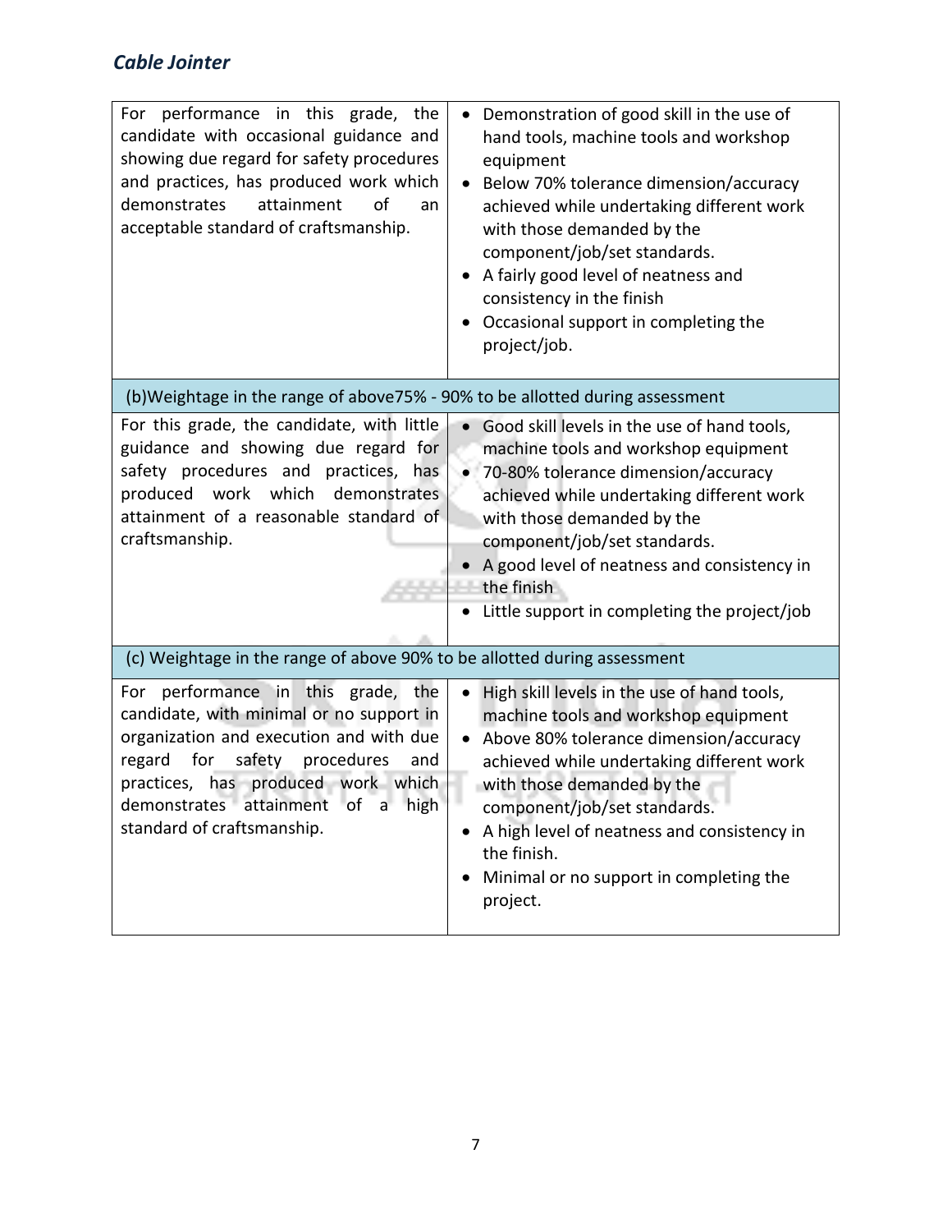| | |
|---|---|
| For performance in this grade, the candidate with occasional guidance and showing due regard for safety procedures and practices, has produced work which demonstrates attainment of an acceptable standard of craftsmanship. | • Demonstration of good skill in the use of hand tools, machine tools and workshop equipment<br>• Below 70% tolerance dimension/accuracy achieved while undertaking different work with those demanded by the component/job/set standards.<br>• A fairly good level of neatness and consistency in the finish<br>• Occasional support in completing the project/job. |
| (b)Weightage in the range of above75% - 90% to be allotted during assessment | |
| For this grade, the candidate, with little guidance and showing due regard for safety procedures and practices, has produced work which demonstrates attainment of a reasonable standard of craftsmanship. | • Good skill levels in the use of hand tools, machine tools and workshop equipment<br>• 70-80% tolerance dimension/accuracy achieved while undertaking different work with those demanded by the component/job/set standards.<br>• A good level of neatness and consistency in the finish<br>• Little support in completing the project/job |
| (c) Weightage in the range of above 90% to be allotted during assessment | |
| For performance in this grade, the candidate, with minimal or no support in organization and execution and with due regard for safety procedures and practices, has produced work which demonstrates attainment of a high standard of craftsmanship. | • High skill levels in the use of hand tools, machine tools and workshop equipment<br>• Above 80% tolerance dimension/accuracy achieved while undertaking different work with those demanded by the component/job/set standards.<br>• A high level of neatness and consistency in the finish.<br>• Minimal or no support in completing the project. |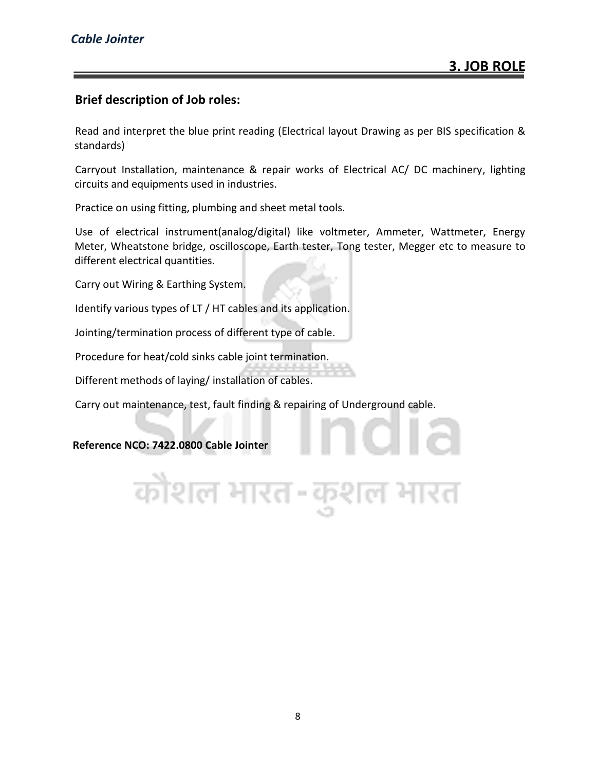## 3. JOB ROLE

### Brief description of Job roles:

Read and interpret the blue print reading (Electrical layout Drawing as per BIS specification & standards)

Carryout Installation, maintenance & repair works of Electrical AC/ DC machinery, lighting circuits and equipments used in industries.

Practice on using fitting, plumbing and sheet metal tools.

Use of electrical instrument(analog/digital) like voltmeter, Ammeter, Wattmeter, Energy Meter, Wheatstone bridge, oscilloscope, Earth tester, Tong tester, Megger etc to measure to different electrical quantities.

Carry out Wiring & Earthing System.

Identify various types of LT / HT cables and its application.

Jointing/termination process of different type of cable.

Procedure for heat/cold sinks cable joint termination.

Different methods of laying/ installation of cables.

Carry out maintenance, test, fault finding & repairing of Underground cable.

**Reference NCO: 7422.0800 Cable Jointer**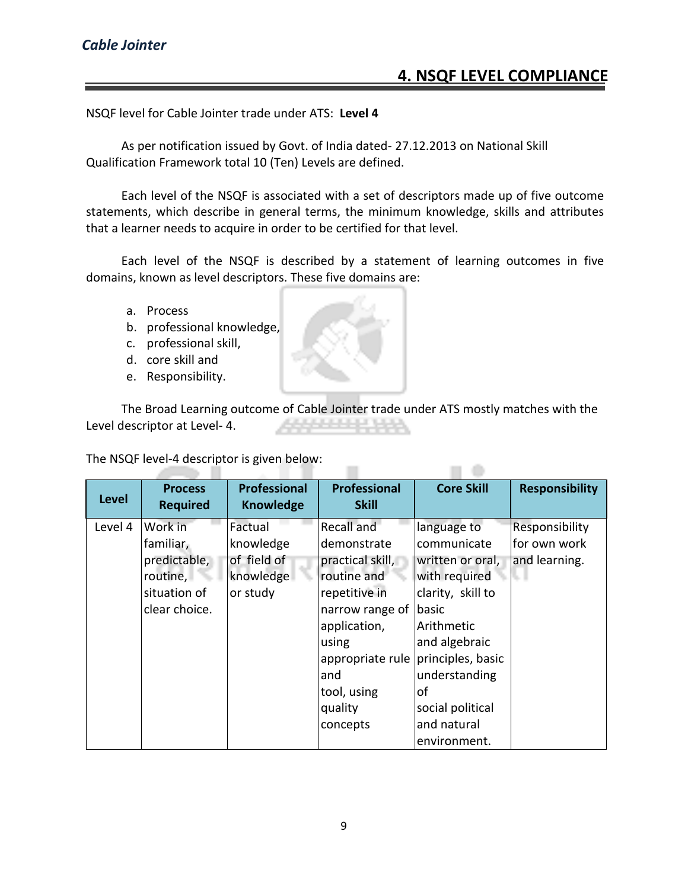## 4. NSQF LEVEL COMPLIANCE

NSQF level for Cable Jointer trade under ATS: **Level 4**

As per notification issued by Govt. of India dated- 27.12.2013 on National Skill Qualification Framework total 10 (Ten) Levels are defined.

Each level of the NSQF is associated with a set of descriptors made up of five outcome statements, which describe in general terms, the minimum knowledge, skills and attributes that a learner needs to acquire in order to be certified for that level.

Each level of the NSQF is described by a statement of learning outcomes in five domains, known as level descriptors. These five domains are:

a. Process
b. professional knowledge,
c. professional skill,
d. core skill and
e. Responsibility.

The Broad Learning outcome of Cable Jointer trade under ATS mostly matches with the Level descriptor at Level- 4.

The NSQF level-4 descriptor is given below:

| Level | Process Required | Professional Knowledge | Professional Skill | Core Skill | Responsibility |
|---|---|---|---|---|---|
| Level 4 | Work in familiar, predictable, routine, situation of clear choice. | Factual knowledge of field of knowledge or study | Recall and demonstrate practical skill, routine and repetitive in narrow range of application, using appropriate rule and tool, using quality concepts | language to communicate written or oral, with required clarity, skill to basic Arithmetic and algebraic principles, basic understanding of social political and natural environment. | Responsibility for own work and learning. |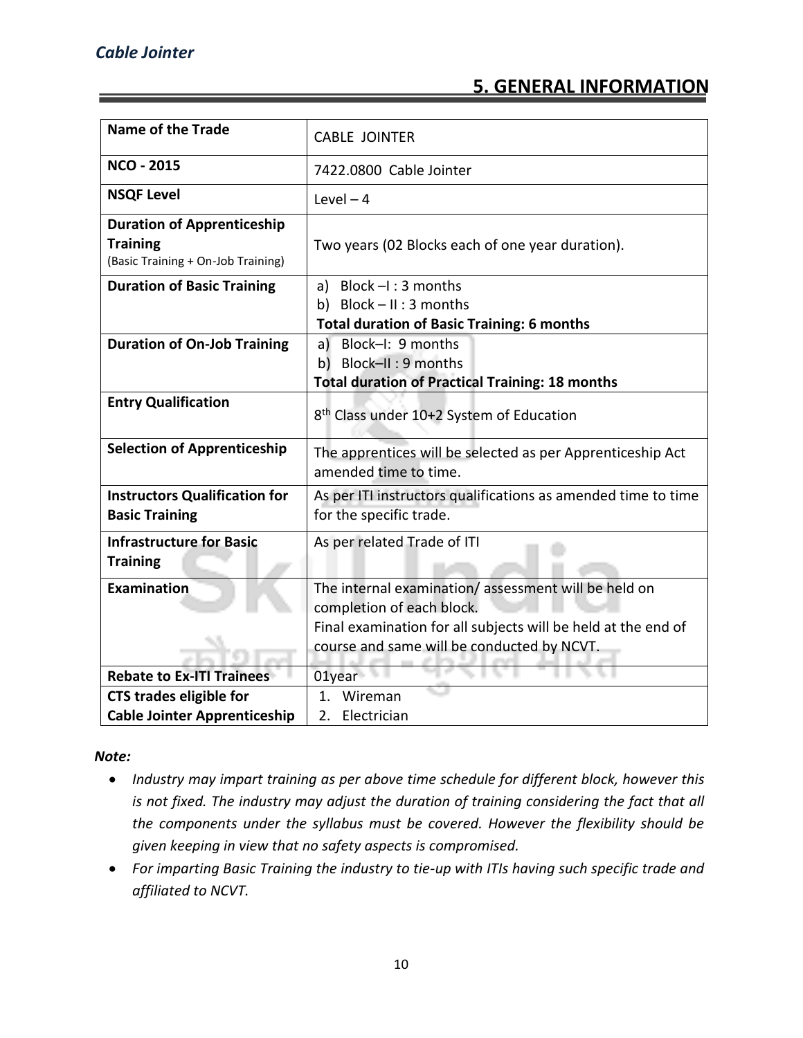## 5. GENERAL INFORMATION

| | |
|---|---|
| **Name of the Trade** | CABLE JOINTER |
| **NCO - 2015** | 7422.0800 Cable Jointer |
| **NSQF Level** | Level – 4 |
| **Duration of Apprenticeship Training** (Basic Training + On-Job Training) | Two years (02 Blocks each of one year duration). |
| **Duration of Basic Training** | a) Block –I : 3 months<br>b) Block – II : 3 months<br>**Total duration of Basic Training: 6 months** |
| **Duration of On-Job Training** | a) Block–I: 9 months<br>b) Block–II : 9 months<br>**Total duration of Practical Training: 18 months** |
| **Entry Qualification** | 8th Class under 10+2 System of Education |
| **Selection of Apprenticeship** | The apprentices will be selected as per Apprenticeship Act amended time to time. |
| **Instructors Qualification for Basic Training** | As per ITI instructors qualifications as amended time to time for the specific trade. |
| **Infrastructure for Basic Training** | As per related Trade of ITI |
| **Examination** | The internal examination/ assessment will be held on completion of each block.<br>Final examination for all subjects will be held at the end of course and same will be conducted by NCVT. |
| **Rebate to Ex-ITI Trainees** | 01year |
| **CTS trades eligible for Cable Jointer Apprenticeship** | 1. Wireman<br>2. Electrician |

***Note:***

- *Industry may impart training as per above time schedule for different block, however this is not fixed. The industry may adjust the duration of training considering the fact that all the components under the syllabus must be covered. However the flexibility should be given keeping in view that no safety aspects is compromised.*
- *For imparting Basic Training the industry to tie-up with ITIs having such specific trade and affiliated to NCVT.*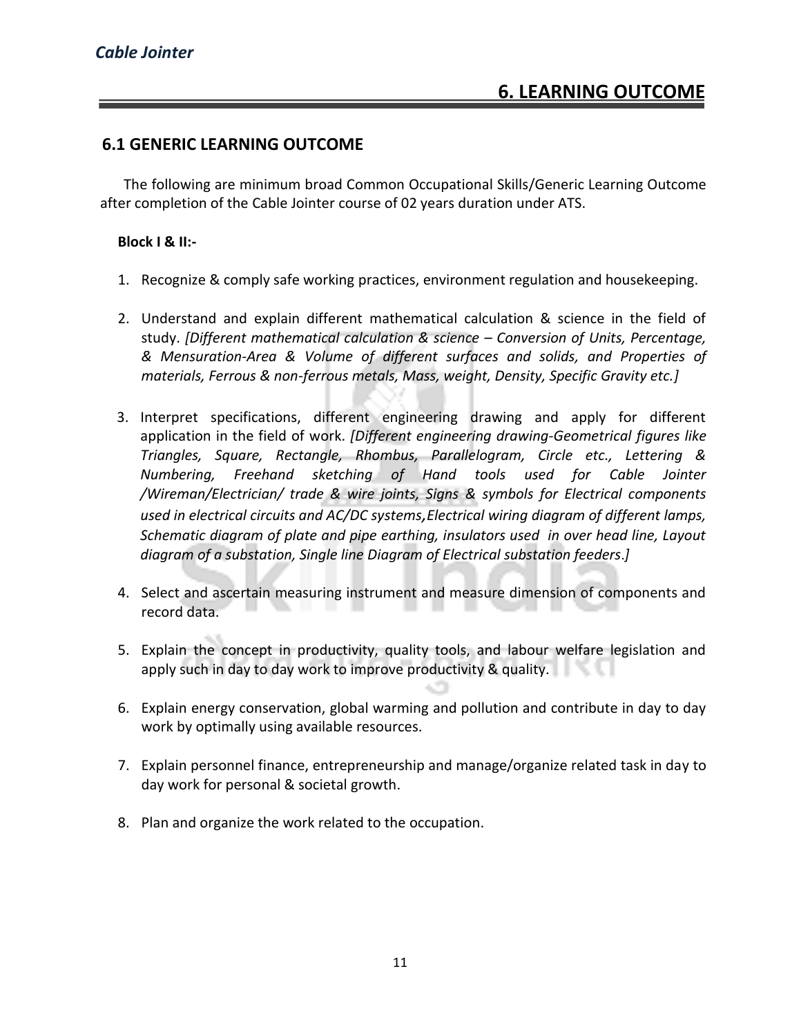## 6. LEARNING OUTCOME

### 6.1 GENERIC LEARNING OUTCOME

The following are minimum broad Common Occupational Skills/Generic Learning Outcome after completion of the Cable Jointer course of 02 years duration under ATS.

**Block I & II:-**

1. Recognize & comply safe working practices, environment regulation and housekeeping.

2. Understand and explain different mathematical calculation & science in the field of study. *[Different mathematical calculation & science – Conversion of Units, Percentage, & Mensuration-Area & Volume of different surfaces and solids, and Properties of materials, Ferrous & non-ferrous metals, Mass, weight, Density, Specific Gravity etc.]*

3. Interpret specifications, different engineering drawing and apply for different application in the field of work. *[Different engineering drawing-Geometrical figures like Triangles, Square, Rectangle, Rhombus, Parallelogram, Circle etc., Lettering & Numbering, Freehand sketching of Hand tools used for Cable Jointer /Wireman/Electrician/ trade & wire joints, Signs & symbols for Electrical components used in electrical circuits and AC/DC systems,Electrical wiring diagram of different lamps, Schematic diagram of plate and pipe earthing, insulators used in over head line, Layout diagram of a substation, Single line Diagram of Electrical substation feeders.]*

4. Select and ascertain measuring instrument and measure dimension of components and record data.

5. Explain the concept in productivity, quality tools, and labour welfare legislation and apply such in day to day work to improve productivity & quality.

6. Explain energy conservation, global warming and pollution and contribute in day to day work by optimally using available resources.

7. Explain personnel finance, entrepreneurship and manage/organize related task in day to day work for personal & societal growth.

8. Plan and organize the work related to the occupation.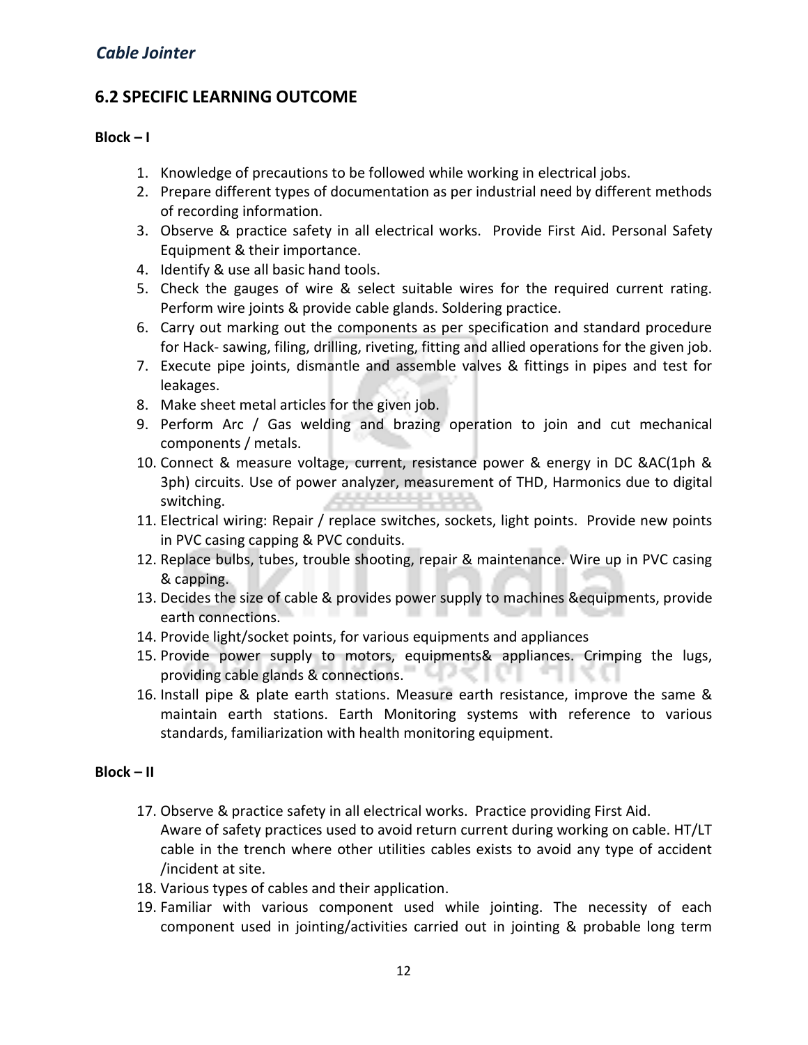## 6.2 SPECIFIC LEARNING OUTCOME

**Block – I**

1. Knowledge of precautions to be followed while working in electrical jobs.
2. Prepare different types of documentation as per industrial need by different methods of recording information.
3. Observe & practice safety in all electrical works. Provide First Aid. Personal Safety Equipment & their importance.
4. Identify & use all basic hand tools.
5. Check the gauges of wire & select suitable wires for the required current rating. Perform wire joints & provide cable glands. Soldering practice.
6. Carry out marking out the components as per specification and standard procedure for Hack- sawing, filing, drilling, riveting, fitting and allied operations for the given job.
7. Execute pipe joints, dismantle and assemble valves & fittings in pipes and test for leakages.
8. Make sheet metal articles for the given job.
9. Perform Arc / Gas welding and brazing operation to join and cut mechanical components / metals.
10. Connect & measure voltage, current, resistance power & energy in DC &AC(1ph & 3ph) circuits. Use of power analyzer, measurement of THD, Harmonics due to digital switching.
11. Electrical wiring: Repair / replace switches, sockets, light points. Provide new points in PVC casing capping & PVC conduits.
12. Replace bulbs, tubes, trouble shooting, repair & maintenance. Wire up in PVC casing & capping.
13. Decides the size of cable & provides power supply to machines &equipments, provide earth connections.
14. Provide light/socket points, for various equipments and appliances
15. Provide power supply to motors, equipments& appliances. Crimping the lugs, providing cable glands & connections.
16. Install pipe & plate earth stations. Measure earth resistance, improve the same & maintain earth stations. Earth Monitoring systems with reference to various standards, familiarization with health monitoring equipment.

**Block – II**

17. Observe & practice safety in all electrical works. Practice providing First Aid. Aware of safety practices used to avoid return current during working on cable. HT/LT cable in the trench where other utilities cables exists to avoid any type of accident /incident at site.
18. Various types of cables and their application.
19. Familiar with various component used while jointing. The necessity of each component used in jointing/activities carried out in jointing & probable long term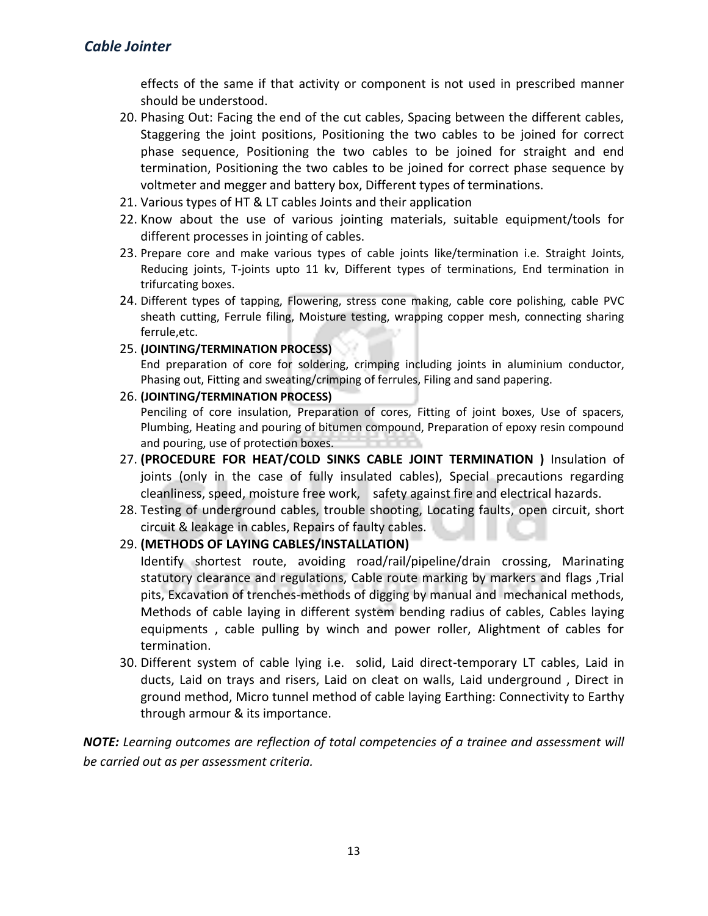effects of the same if that activity or component is not used in prescribed manner should be understood.

20. Phasing Out: Facing the end of the cut cables, Spacing between the different cables, Staggering the joint positions, Positioning the two cables to be joined for correct phase sequence, Positioning the two cables to be joined for straight and end termination, Positioning the two cables to be joined for correct phase sequence by voltmeter and megger and battery box, Different types of terminations.
21. Various types of HT & LT cables Joints and their application
22. Know about the use of various jointing materials, suitable equipment/tools for different processes in jointing of cables.
23. Prepare core and make various types of cable joints like/termination i.e. Straight Joints, Reducing joints, T-joints upto 11 kv, Different types of terminations, End termination in trifurcating boxes.
24. Different types of tapping, Flowering, stress cone making, cable core polishing, cable PVC sheath cutting, Ferrule filing, Moisture testing, wrapping copper mesh, connecting sharing ferrule,etc.
25. **(JOINTING/TERMINATION PROCESS)**
    End preparation of core for soldering, crimping including joints in aluminium conductor, Phasing out, Fitting and sweating/crimping of ferrules, Filing and sand papering.
26. **(JOINTING/TERMINATION PROCESS)**
    Penciling of core insulation, Preparation of cores, Fitting of joint boxes, Use of spacers, Plumbing, Heating and pouring of bitumen compound, Preparation of epoxy resin compound and pouring, use of protection boxes.
27. **(PROCEDURE FOR HEAT/COLD SINKS CABLE JOINT TERMINATION )** Insulation of joints (only in the case of fully insulated cables), Special precautions regarding cleanliness, speed, moisture free work, safety against fire and electrical hazards.
28. Testing of underground cables, trouble shooting, Locating faults, open circuit, short circuit & leakage in cables, Repairs of faulty cables.
29. **(METHODS OF LAYING CABLES/INSTALLATION)**
    Identify shortest route, avoiding road/rail/pipeline/drain crossing, Marinating statutory clearance and regulations, Cable route marking by markers and flags ,Trial pits, Excavation of trenches-methods of digging by manual and mechanical methods, Methods of cable laying in different system bending radius of cables, Cables laying equipments , cable pulling by winch and power roller, Alightment of cables for termination.
30. Different system of cable lying i.e. solid, Laid direct-temporary LT cables, Laid in ducts, Laid on trays and risers, Laid on cleat on walls, Laid underground , Direct in ground method, Micro tunnel method of cable laying Earthing: Connectivity to Earthy through armour & its importance.

***NOTE:** Learning outcomes are reflection of total competencies of a trainee and assessment will be carried out as per assessment criteria.*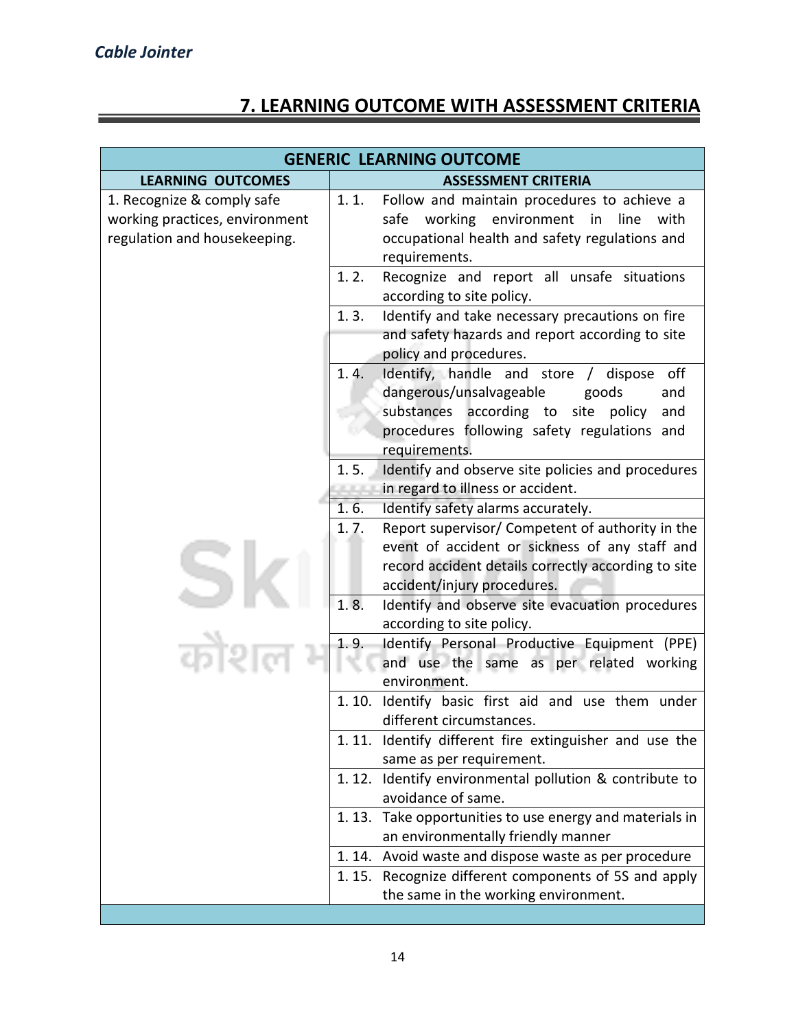## 7. LEARNING OUTCOME WITH ASSESSMENT CRITERIA

| GENERIC LEARNING OUTCOME | |
|---|---|
| **LEARNING OUTCOMES** | **ASSESSMENT CRITERIA** |
| 1. Recognize & comply safe working practices, environment regulation and housekeeping. | 1. 1. Follow and maintain procedures to achieve a safe working environment in line with occupational health and safety regulations and requirements. |
| | 1. 2. Recognize and report all unsafe situations according to site policy. |
| | 1. 3. Identify and take necessary precautions on fire and safety hazards and report according to site policy and procedures. |
| | 1. 4. Identify, handle and store / dispose off dangerous/unsalvageable goods and substances according to site policy and procedures following safety regulations and requirements. |
| | 1. 5. Identify and observe site policies and procedures in regard to illness or accident. |
| | 1. 6. Identify safety alarms accurately. |
| | 1. 7. Report supervisor/ Competent of authority in the event of accident or sickness of any staff and record accident details correctly according to site accident/injury procedures. |
| | 1. 8. Identify and observe site evacuation procedures according to site policy. |
| | 1. 9. Identify Personal Productive Equipment (PPE) and use the same as per related working environment. |
| | 1. 10. Identify basic first aid and use them under different circumstances. |
| | 1. 11. Identify different fire extinguisher and use the same as per requirement. |
| | 1. 12. Identify environmental pollution & contribute to avoidance of same. |
| | 1. 13. Take opportunities to use energy and materials in an environmentally friendly manner |
| | 1. 14. Avoid waste and dispose waste as per procedure |
| | 1. 15. Recognize different components of 5S and apply the same in the working environment. |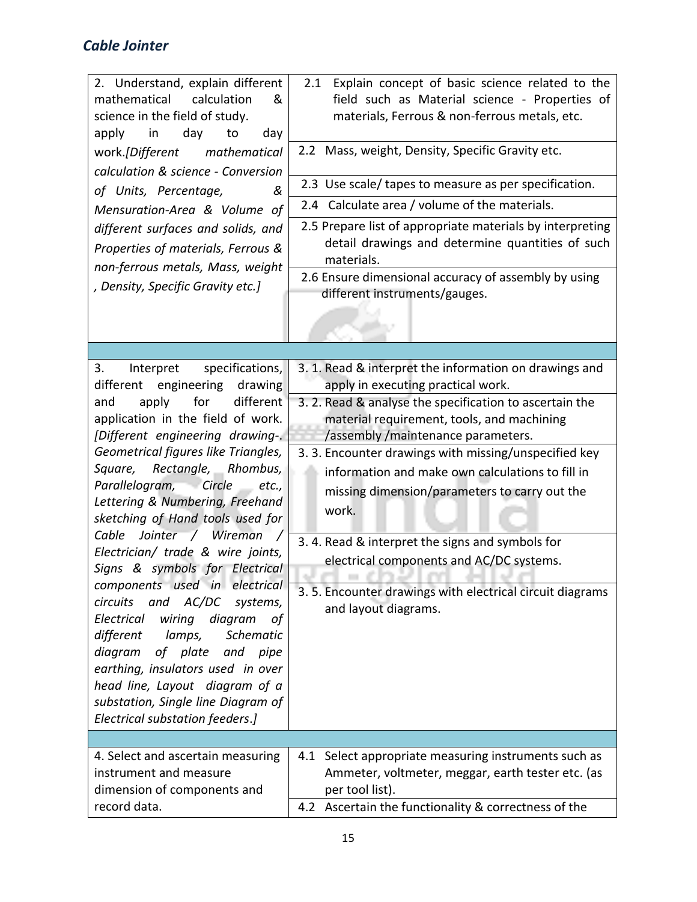| | |
|---|---|
| 2. Understand, explain different mathematical calculation & science in the field of study. apply in day to day work.*[Different mathematical calculation & science - Conversion of Units, Percentage, & Mensuration-Area & Volume of different surfaces and solids, and Properties of materials, Ferrous & non-ferrous metals, Mass, weight , Density, Specific Gravity etc.]* | 2.1 Explain concept of basic science related to the field such as Material science - Properties of materials, Ferrous & non-ferrous metals, etc. |
| | 2.2 Mass, weight, Density, Specific Gravity etc. |
| | 2.3 Use scale/ tapes to measure as per specification. |
| | 2.4 Calculate area / volume of the materials. |
| | 2.5 Prepare list of appropriate materials by interpreting detail drawings and determine quantities of such materials. |
| | 2.6 Ensure dimensional accuracy of assembly by using different instruments/gauges. |
| | |
| 3. Interpret specifications, different engineering drawing and apply for different application in the field of work. *[Different engineering drawing-. Geometrical figures like Triangles, Square, Rectangle, Rhombus, Parallelogram, Circle etc., Lettering & Numbering, Freehand sketching of Hand tools used for Cable Jointer / Wireman / Electrician/ trade & wire joints, Signs & symbols for Electrical components used in electrical circuits and AC/DC systems, Electrical wiring diagram of different lamps, Schematic diagram of plate and pipe earthing, insulators used in over head line, Layout diagram of a substation, Single line Diagram of Electrical substation feeders.]* | 3. 1. Read & interpret the information on drawings and apply in executing practical work. |
| | 3. 2. Read & analyse the specification to ascertain the material requirement, tools, and machining /assembly /maintenance parameters. |
| | 3. 3. Encounter drawings with missing/unspecified key information and make own calculations to fill in missing dimension/parameters to carry out the work. |
| | 3. 4. Read & interpret the signs and symbols for electrical components and AC/DC systems. |
| | 3. 5. Encounter drawings with electrical circuit diagrams and layout diagrams. |
| | |
| 4. Select and ascertain measuring instrument and measure dimension of components and record data. | 4.1 Select appropriate measuring instruments such as Ammeter, voltmeter, meggar, earth tester etc. (as per tool list). |
| | 4.2 Ascertain the functionality & correctness of the |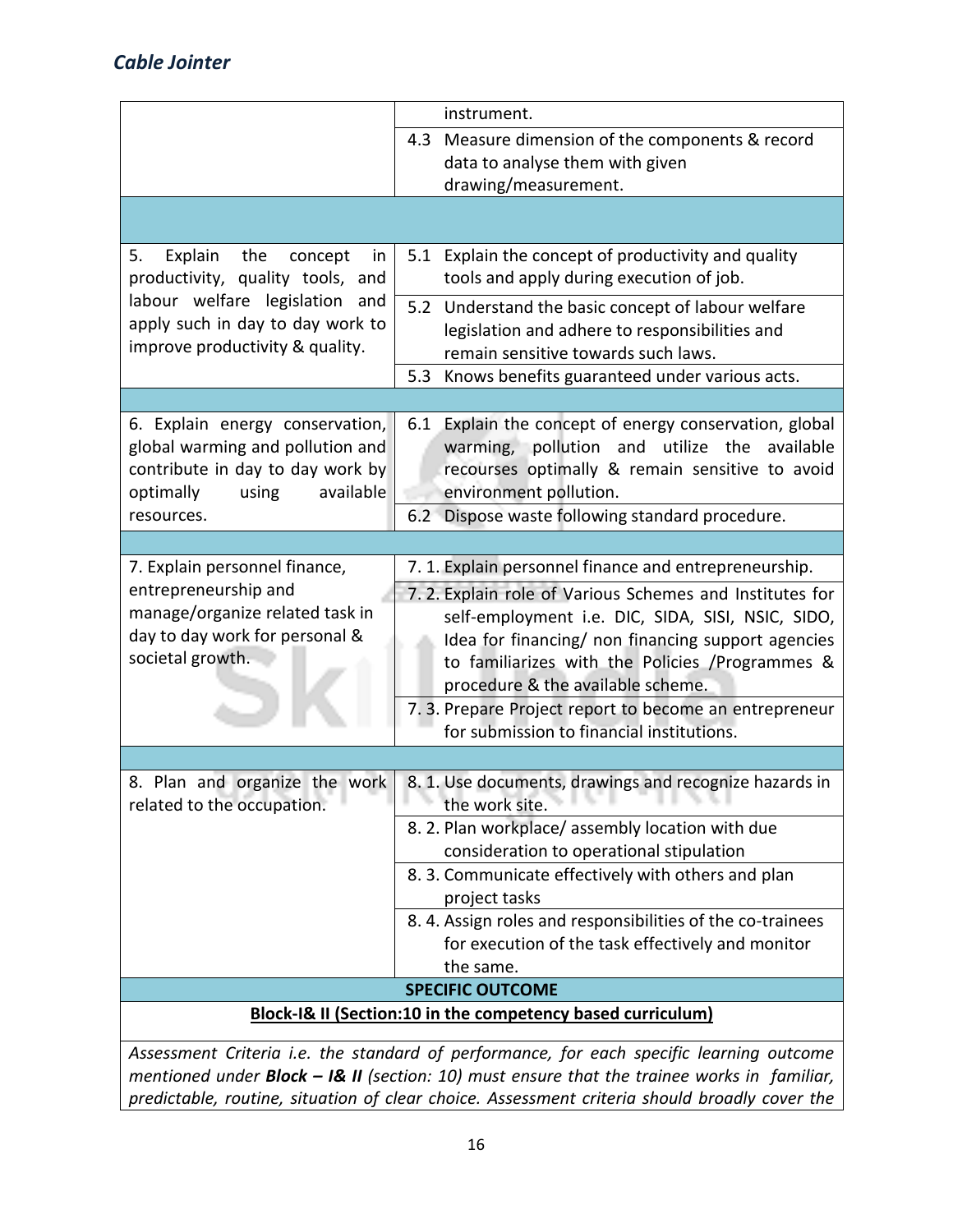| | |
|---|---|
| | instrument. |
| | 4.3 Measure dimension of the components & record data to analyse them with given drawing/measurement. |
| | |
| 5. Explain the concept in productivity, quality tools, and labour welfare legislation and apply such in day to day work to improve productivity & quality. | 5.1 Explain the concept of productivity and quality tools and apply during execution of job. |
| | 5.2 Understand the basic concept of labour welfare legislation and adhere to responsibilities and remain sensitive towards such laws. |
| | 5.3 Knows benefits guaranteed under various acts. |
| | |
| 6. Explain energy conservation, global warming and pollution and contribute in day to day work by optimally using available resources. | 6.1 Explain the concept of energy conservation, global warming, pollution and utilize the available recourses optimally & remain sensitive to avoid environment pollution. |
| | 6.2 Dispose waste following standard procedure. |
| | |
| 7. Explain personnel finance, entrepreneurship and manage/organize related task in day to day work for personal & societal growth. | 7. 1. Explain personnel finance and entrepreneurship. |
| | 7. 2. Explain role of Various Schemes and Institutes for self-employment i.e. DIC, SIDA, SISI, NSIC, SIDO, Idea for financing/ non financing support agencies to familiarizes with the Policies /Programmes & procedure & the available scheme. |
| | 7. 3. Prepare Project report to become an entrepreneur for submission to financial institutions. |
| | |
| 8. Plan and organize the work related to the occupation. | 8. 1. Use documents, drawings and recognize hazards in the work site. |
| | 8. 2. Plan workplace/ assembly location with due consideration to operational stipulation |
| | 8. 3. Communicate effectively with others and plan project tasks |
| | 8. 4. Assign roles and responsibilities of the co-trainees for execution of the task effectively and monitor the same. |

**SPECIFIC OUTCOME**

**Block-I& II (Section:10 in the competency based curriculum)**

*Assessment Criteria i.e. the standard of performance, for each specific learning outcome mentioned under **Block – I& II** (section: 10) must ensure that the trainee works in familiar, predictable, routine, situation of clear choice. Assessment criteria should broadly cover the*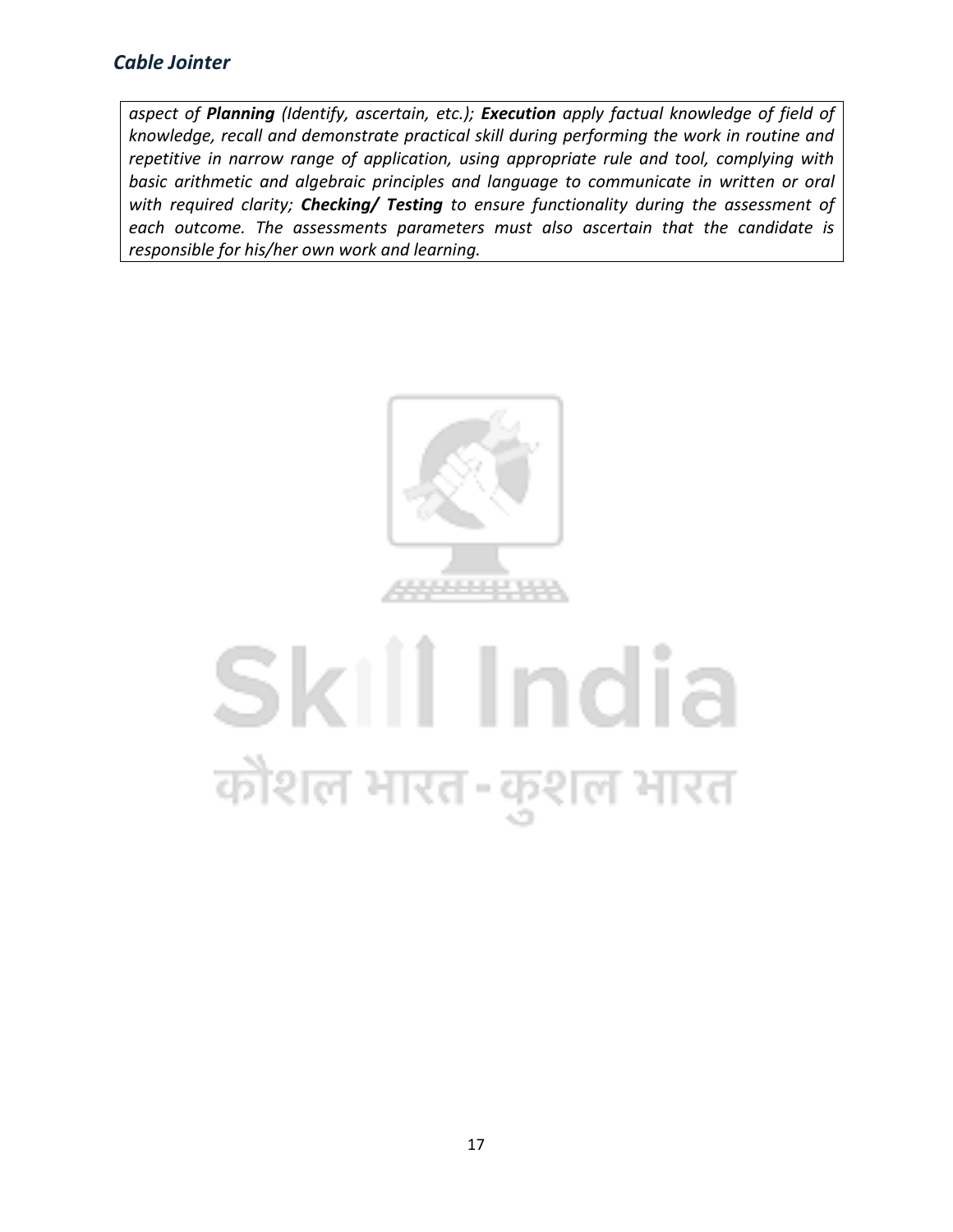*aspect of **Planning** (Identify, ascertain, etc.); **Execution** apply factual knowledge of field of knowledge, recall and demonstrate practical skill during performing the work in routine and repetitive in narrow range of application, using appropriate rule and tool, complying with basic arithmetic and algebraic principles and language to communicate in written or oral with required clarity; **Checking/ Testing** to ensure functionality during the assessment of each outcome. The assessments parameters must also ascertain that the candidate is responsible for his/her own work and learning.*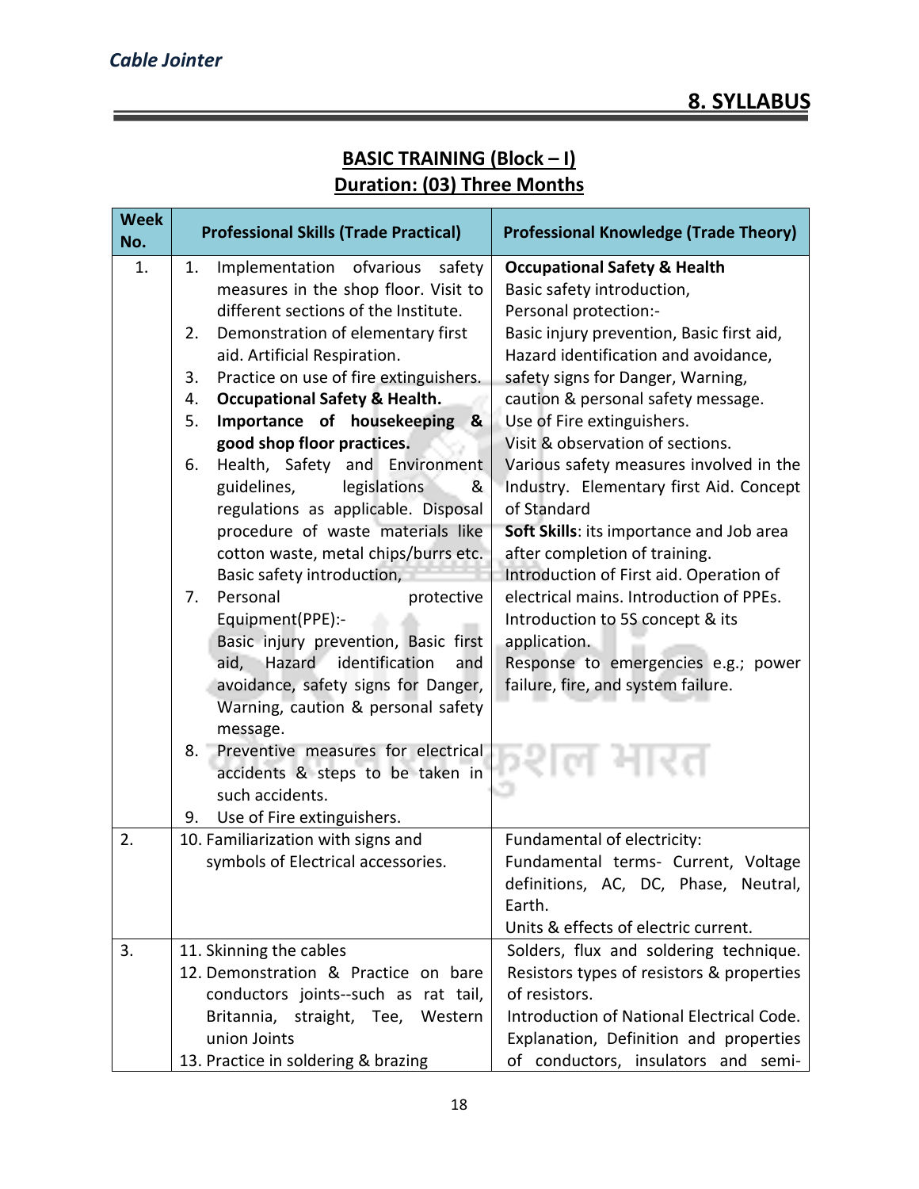## 8. SYLLABUS

### BASIC TRAINING (Block – I)
### Duration: (03) Three Months

| Week No. | Professional Skills (Trade Practical) | Professional Knowledge (Trade Theory) |
|---|---|---|
| 1. | 1. Implementation ofvarious safety measures in the shop floor. Visit to different sections of the Institute.<br>2. Demonstration of elementary first aid. Artificial Respiration.<br>3. Practice on use of fire extinguishers.<br>4. **Occupational Safety & Health.**<br>5. **Importance of housekeeping & good shop floor practices.**<br>6. Health, Safety and Environment guidelines, legislations & regulations as applicable. Disposal procedure of waste materials like cotton waste, metal chips/burrs etc. Basic safety introduction,<br>7. Personal protective Equipment(PPE):- Basic injury prevention, Basic first aid, Hazard identification and avoidance, safety signs for Danger, Warning, caution & personal safety message.<br>8. Preventive measures for electrical accidents & steps to be taken in such accidents.<br>9. Use of Fire extinguishers. | **Occupational Safety & Health**<br>Basic safety introduction,<br>Personal protection:-<br>Basic injury prevention, Basic first aid, Hazard identification and avoidance, safety signs for Danger, Warning, caution & personal safety message.<br>Use of Fire extinguishers.<br>Visit & observation of sections.<br>Various safety measures involved in the Industry. Elementary first Aid. Concept of Standard<br>**Soft Skills**: its importance and Job area after completion of training.<br>Introduction of First aid. Operation of electrical mains. Introduction of PPEs.<br>Introduction to 5S concept & its application.<br>Response to emergencies e.g.; power failure, fire, and system failure. |
| 2. | 10. Familiarization with signs and symbols of Electrical accessories. | Fundamental of electricity:<br>Fundamental terms- Current, Voltage definitions, AC, DC, Phase, Neutral, Earth.<br>Units & effects of electric current. |
| 3. | 11. Skinning the cables<br>12. Demonstration & Practice on bare conductors joints--such as rat tail, Britannia, straight, Tee, Western union Joints<br>13. Practice in soldering & brazing | Solders, flux and soldering technique.<br>Resistors types of resistors & properties of resistors.<br>Introduction of National Electrical Code.<br>Explanation, Definition and properties of conductors, insulators and semi- |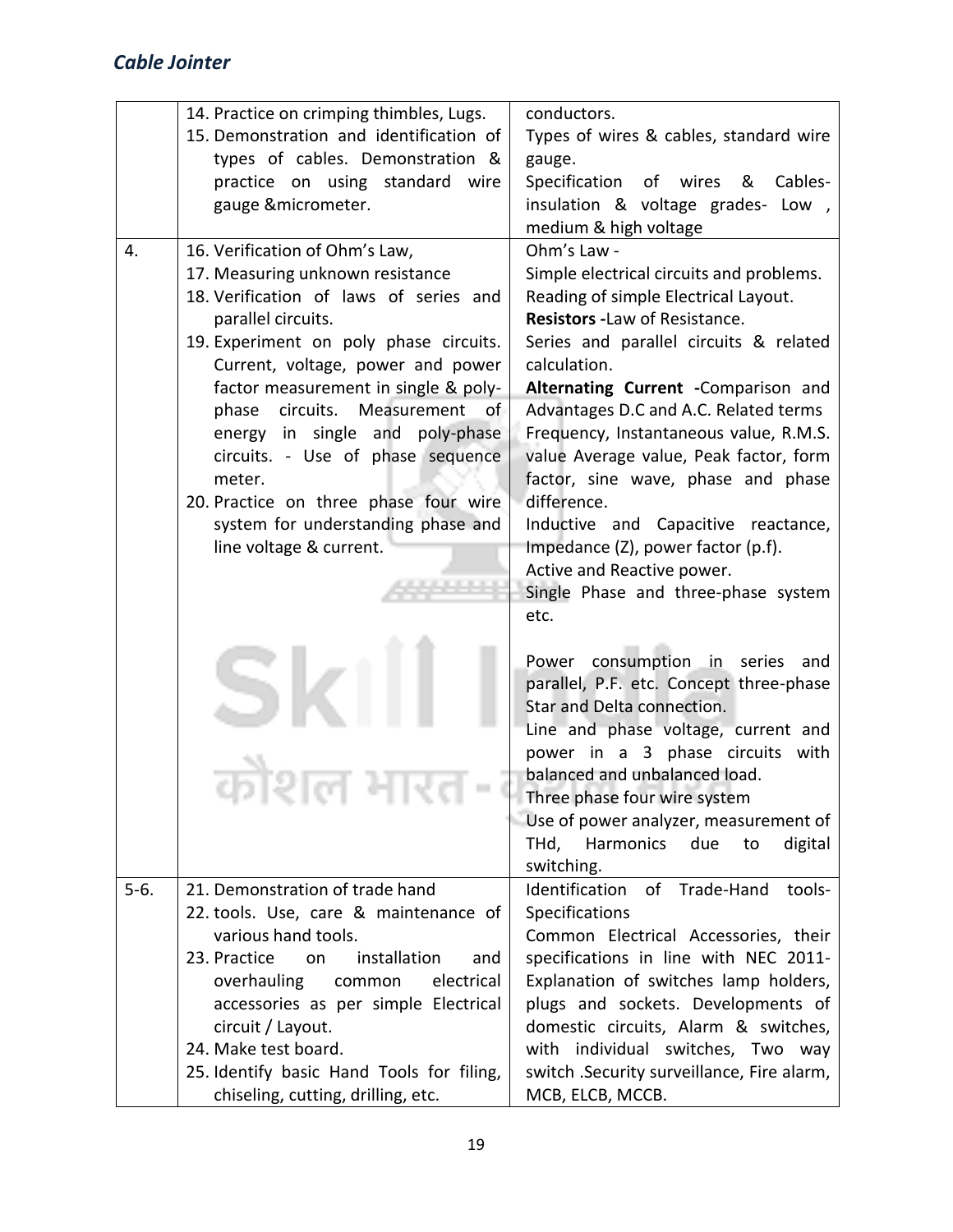| | | |
|---|---|---|
| | 14. Practice on crimping thimbles, Lugs.<br>15. Demonstration and identification of types of cables. Demonstration & practice on using standard wire gauge &micrometer. | conductors.<br>Types of wires & cables, standard wire gauge.<br>Specification of wires & Cables- insulation & voltage grades- Low , medium & high voltage |
| 4. | 16. Verification of Ohm's Law,<br>17. Measuring unknown resistance<br>18. Verification of laws of series and parallel circuits.<br>19. Experiment on poly phase circuits. Current, voltage, power and power factor measurement in single & poly-phase circuits. Measurement of energy in single and poly-phase circuits. - Use of phase sequence meter.<br>20. Practice on three phase four wire system for understanding phase and line voltage & current. | Ohm's Law -<br>Simple electrical circuits and problems.<br>Reading of simple Electrical Layout.<br>**Resistors -**Law of Resistance.<br>Series and parallel circuits & related calculation.<br>**Alternating Current -**Comparison and Advantages D.C and A.C. Related terms Frequency, Instantaneous value, R.M.S. value Average value, Peak factor, form factor, sine wave, phase and phase difference.<br>Inductive and Capacitive reactance, Impedance (Z), power factor (p.f).<br>Active and Reactive power.<br>Single Phase and three-phase system etc.<br><br>Power consumption in series and parallel, P.F. etc. Concept three-phase Star and Delta connection.<br>Line and phase voltage, current and power in a 3 phase circuits with balanced and unbalanced load.<br>Three phase four wire system<br>Use of power analyzer, measurement of THd, Harmonics due to digital switching. |
| 5-6. | 21. Demonstration of trade hand<br>22. tools. Use, care & maintenance of various hand tools.<br>23. Practice on installation and overhauling common electrical accessories as per simple Electrical circuit / Layout.<br>24. Make test board.<br>25. Identify basic Hand Tools for filing, chiseling, cutting, drilling, etc. | Identification of Trade-Hand tools- Specifications<br>Common Electrical Accessories, their specifications in line with NEC 2011- Explanation of switches lamp holders, plugs and sockets. Developments of domestic circuits, Alarm & switches, with individual switches, Two way switch .Security surveillance, Fire alarm, MCB, ELCB, MCCB. |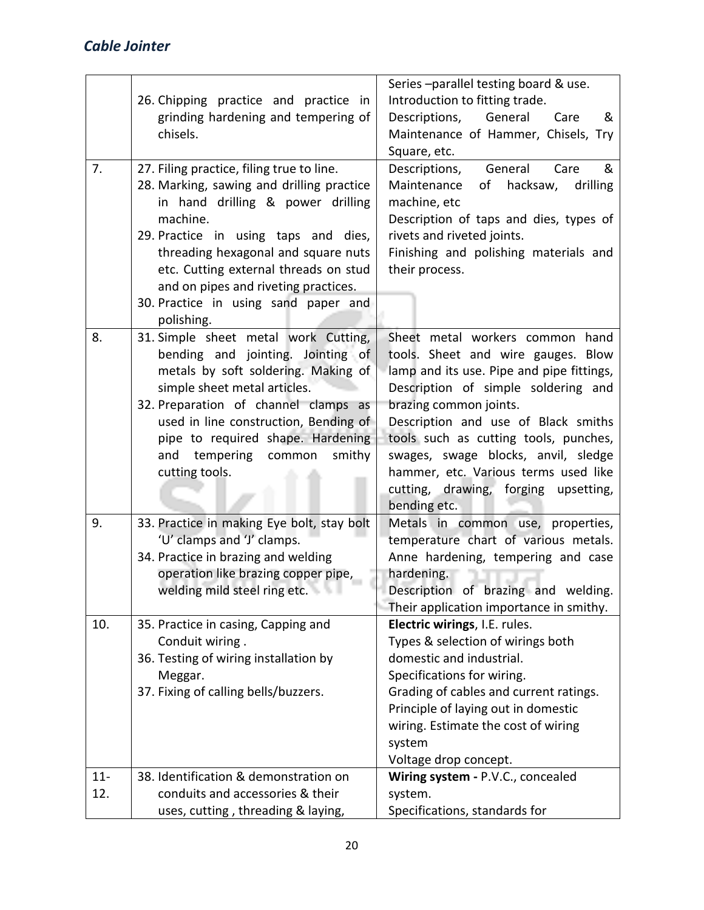| | | |
|---|---|---|
| | 26. Chipping practice and practice in grinding hardening and tempering of chisels. | Series –parallel testing board & use. Introduction to fitting trade. Descriptions, General Care & Maintenance of Hammer, Chisels, Try Square, etc. |
| 7. | 27. Filing practice, filing true to line.<br>28. Marking, sawing and drilling practice in hand drilling & power drilling machine.<br>29. Practice in using taps and dies, threading hexagonal and square nuts etc. Cutting external threads on stud and on pipes and riveting practices.<br>30. Practice in using sand paper and polishing. | Descriptions, General Care & Maintenance of hacksaw, drilling machine, etc<br>Description of taps and dies, types of rivets and riveted joints.<br>Finishing and polishing materials and their process. |
| 8. | 31. Simple sheet metal work Cutting, bending and jointing. Jointing of metals by soft soldering. Making of simple sheet metal articles.<br>32. Preparation of channel clamps as used in line construction, Bending of pipe to required shape. Hardening and tempering common smithy cutting tools. | Sheet metal workers common hand tools. Sheet and wire gauges. Blow lamp and its use. Pipe and pipe fittings, Description of simple soldering and brazing common joints.<br>Description and use of Black smiths tools such as cutting tools, punches, swages, swage blocks, anvil, sledge hammer, etc. Various terms used like cutting, drawing, forging upsetting, bending etc. |
| 9. | 33. Practice in making Eye bolt, stay bolt 'U' clamps and 'J' clamps.<br>34. Practice in brazing and welding operation like brazing copper pipe, welding mild steel ring etc. | Metals in common use, properties, temperature chart of various metals. Anne hardening, tempering and case hardening.<br>Description of brazing and welding. Their application importance in smithy. |
| 10. | 35. Practice in casing, Capping and Conduit wiring .<br>36. Testing of wiring installation by Meggar.<br>37. Fixing of calling bells/buzzers. | **Electric wirings**, I.E. rules.<br>Types & selection of wirings both domestic and industrial.<br>Specifications for wiring.<br>Grading of cables and current ratings.<br>Principle of laying out in domestic wiring. Estimate the cost of wiring system<br>Voltage drop concept. |
| 11-12. | 38. Identification & demonstration on conduits and accessories & their uses, cutting , threading & laying, | **Wiring system -** P.V.C., concealed system.<br>Specifications, standards for |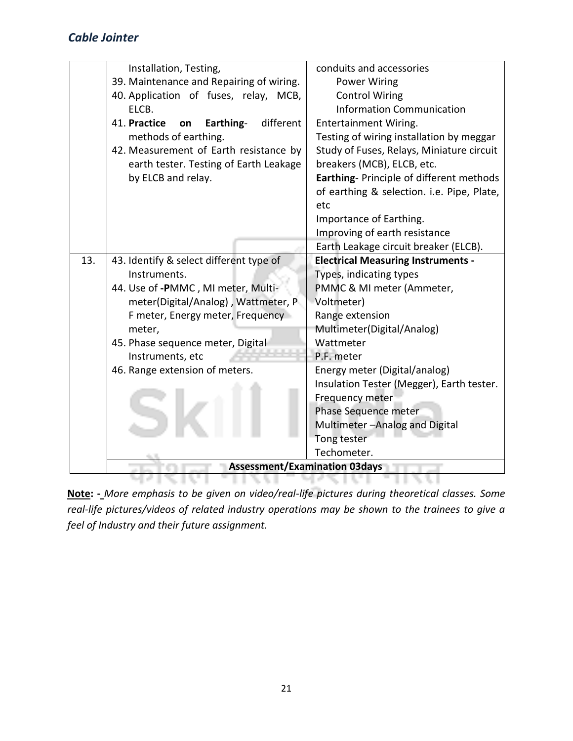| | | |
|---|---|---|
| | Installation, Testing,<br>39. Maintenance and Repairing of wiring.<br>40. Application of fuses, relay, MCB, ELCB.<br>41. **Practice on Earthing**- different methods of earthing.<br>42. Measurement of Earth resistance by earth tester. Testing of Earth Leakage by ELCB and relay. | conduits and accessories<br>Power Wiring<br>Control Wiring<br>Information Communication<br>Entertainment Wiring.<br>Testing of wiring installation by meggar<br>Study of Fuses, Relays, Miniature circuit breakers (MCB), ELCB, etc.<br>**Earthing**- Principle of different methods of earthing & selection. i.e. Pipe, Plate, etc<br>Importance of Earthing.<br>Improving of earth resistance<br>Earth Leakage circuit breaker (ELCB). |
| 13. | 43. Identify & select different type of Instruments.<br>44. Use of -**P**MMC , MI meter, Multi-meter(Digital/Analog) , Wattmeter, P F meter, Energy meter, Frequency meter,<br>45. Phase sequence meter, Digital Instruments, etc<br>46. Range extension of meters. | **Electrical Measuring Instruments -**<br>Types, indicating types<br>PMMC & MI meter (Ammeter, Voltmeter)<br>Range extension<br>Multimeter(Digital/Analog)<br>Wattmeter<br>P.F. meter<br>Energy meter (Digital/analog)<br>Insulation Tester (Megger), Earth tester.<br>Frequency meter<br>Phase Sequence meter<br>Multimeter –Analog and Digital<br>Tong tester<br>Techometer. |
| | **Assessment/Examination 03days** | |

**Note: -** *More emphasis to be given on video/real-life pictures during theoretical classes. Some real-life pictures/videos of related industry operations may be shown to the trainees to give a feel of Industry and their future assignment.*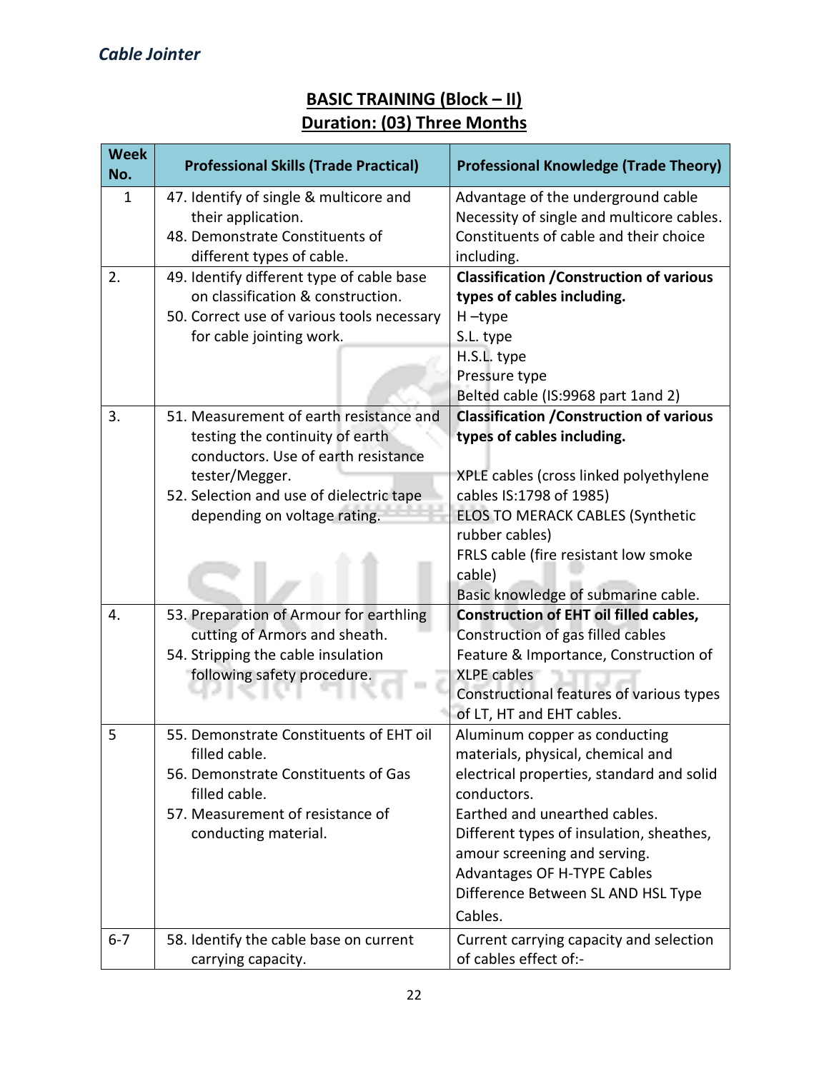## BASIC TRAINING (Block – II)
## Duration: (03) Three Months

| Week No. | Professional Skills (Trade Practical) | Professional Knowledge (Trade Theory) |
|---|---|---|
| 1 | 47. Identify of single & multicore and their application.<br>48. Demonstrate Constituents of different types of cable. | Advantage of the underground cable Necessity of single and multicore cables. Constituents of cable and their choice including. |
| 2. | 49. Identify different type of cable base on classification & construction.<br>50. Correct use of various tools necessary for cable jointing work. | **Classification /Construction of various types of cables including.**<br>H –type<br>S.L. type<br>H.S.L. type<br>Pressure type<br>Belted cable (IS:9968 part 1and 2) |
| 3. | 51. Measurement of earth resistance and testing the continuity of earth conductors. Use of earth resistance tester/Megger.<br>52. Selection and use of dielectric tape depending on voltage rating. | **Classification /Construction of various types of cables including.**<br><br>XPLE cables (cross linked polyethylene cables IS:1798 of 1985)<br>ELOS TO MERACK CABLES (Synthetic rubber cables)<br>FRLS cable (fire resistant low smoke cable)<br>Basic knowledge of submarine cable. |
| 4. | 53. Preparation of Armour for earthling cutting of Armors and sheath.<br>54. Stripping the cable insulation following safety procedure. | **Construction of EHT oil filled cables,**<br>Construction of gas filled cables<br>Feature & Importance, Construction of XLPE cables<br>Constructional features of various types of LT, HT and EHT cables. |
| 5 | 55. Demonstrate Constituents of EHT oil filled cable.<br>56. Demonstrate Constituents of Gas filled cable.<br>57. Measurement of resistance of conducting material. | Aluminum copper as conducting materials, physical, chemical and electrical properties, standard and solid conductors.<br>Earthed and unearthed cables.<br>Different types of insulation, sheathes, amour screening and serving.<br>Advantages OF H-TYPE Cables<br>Difference Between SL AND HSL Type Cables. |
| 6-7 | 58. Identify the cable base on current carrying capacity. | Current carrying capacity and selection of cables effect of:- |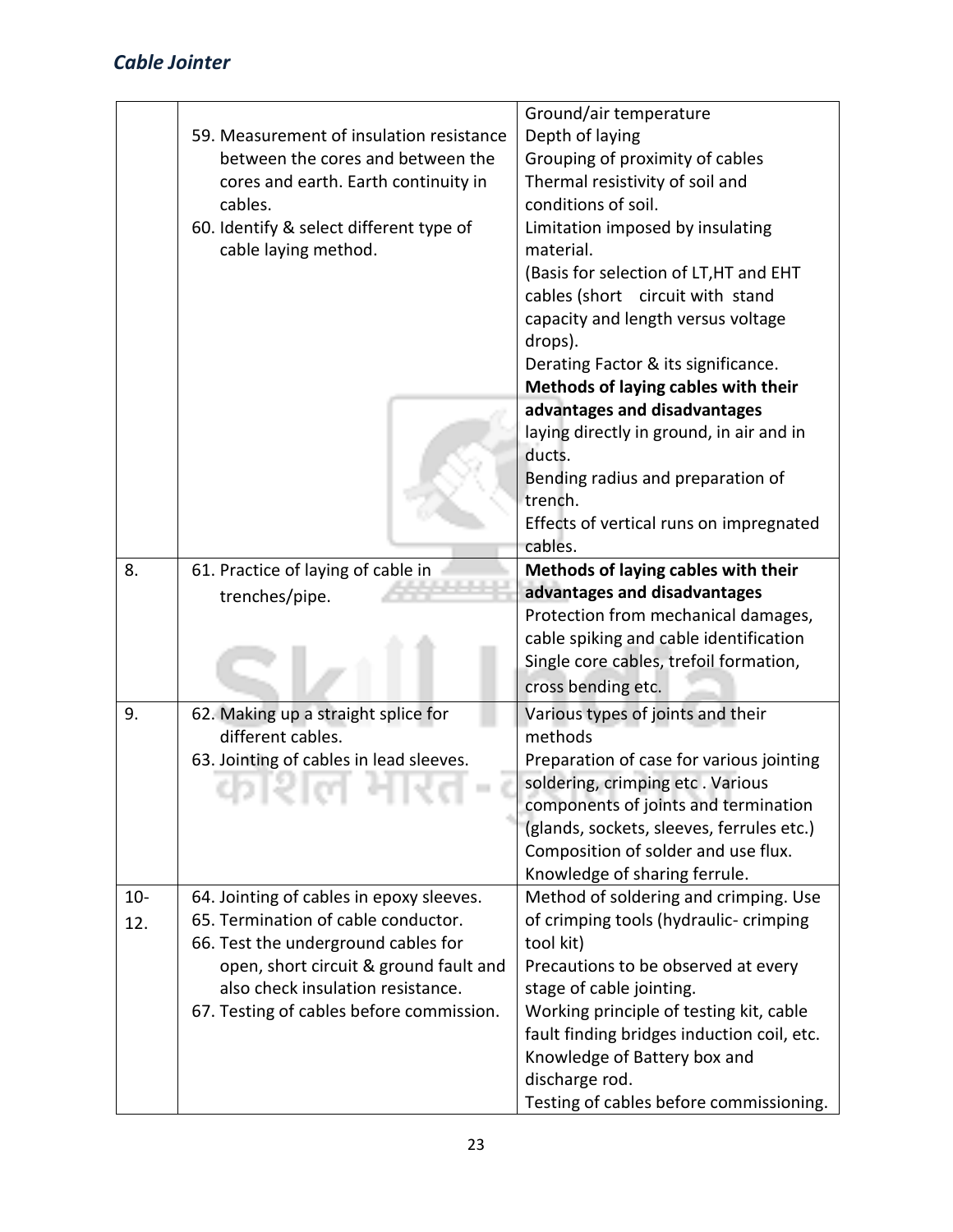| | | |
|---|---|---|
| | 59. Measurement of insulation resistance between the cores and between the cores and earth. Earth continuity in cables.<br>60. Identify & select different type of cable laying method. | Ground/air temperature<br>Depth of laying<br>Grouping of proximity of cables<br>Thermal resistivity of soil and conditions of soil.<br>Limitation imposed by insulating material.<br>(Basis for selection of LT,HT and EHT cables (short circuit with stand capacity and length versus voltage drops).<br>Derating Factor & its significance.<br>**Methods of laying cables with their advantages and disadvantages**<br>laying directly in ground, in air and in ducts.<br>Bending radius and preparation of trench.<br>Effects of vertical runs on impregnated cables. |
| 8. | 61. Practice of laying of cable in trenches/pipe. | **Methods of laying cables with their advantages and disadvantages**<br>Protection from mechanical damages, cable spiking and cable identification<br>Single core cables, trefoil formation, cross bending etc. |
| 9. | 62. Making up a straight splice for different cables.<br>63. Jointing of cables in lead sleeves. | Various types of joints and their methods<br>Preparation of case for various jointing soldering, crimping etc . Various components of joints and termination (glands, sockets, sleeves, ferrules etc.)<br>Composition of solder and use flux.<br>Knowledge of sharing ferrule. |
| 10-12. | 64. Jointing of cables in epoxy sleeves.<br>65. Termination of cable conductor.<br>66. Test the underground cables for open, short circuit & ground fault and also check insulation resistance.<br>67. Testing of cables before commission. | Method of soldering and crimping. Use of crimping tools (hydraulic- crimping tool kit)<br>Precautions to be observed at every stage of cable jointing.<br>Working principle of testing kit, cable fault finding bridges induction coil, etc.<br>Knowledge of Battery box and discharge rod.<br>Testing of cables before commissioning. |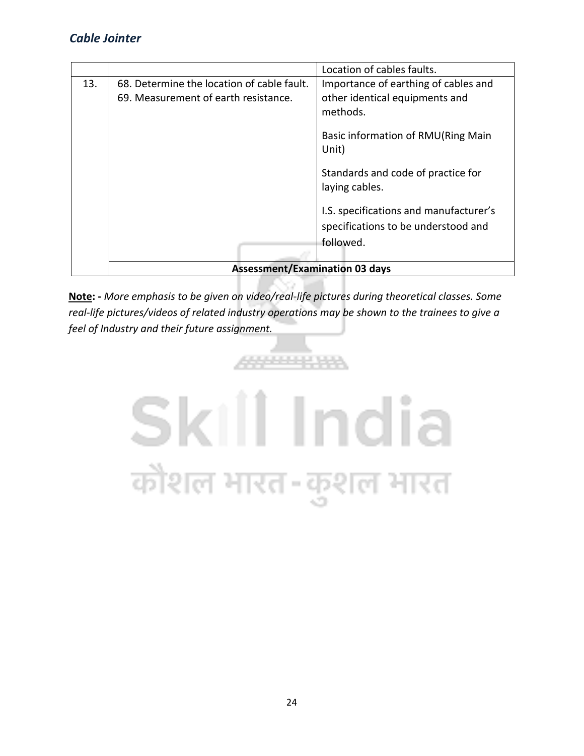| | | |
|---|---|---|
| | | Location of cables faults. |
| 13. | 68. Determine the location of cable fault.<br>69. Measurement of earth resistance. | Importance of earthing of cables and other identical equipments and methods.<br><br>Basic information of RMU(Ring Main Unit)<br><br>Standards and code of practice for laying cables.<br><br>I.S. specifications and manufacturer's specifications to be understood and followed. |
| | **Assessment/Examination 03 days** | |

**Note: -** *More emphasis to be given on video/real-life pictures during theoretical classes. Some real-life pictures/videos of related industry operations may be shown to the trainees to give a feel of Industry and their future assignment.*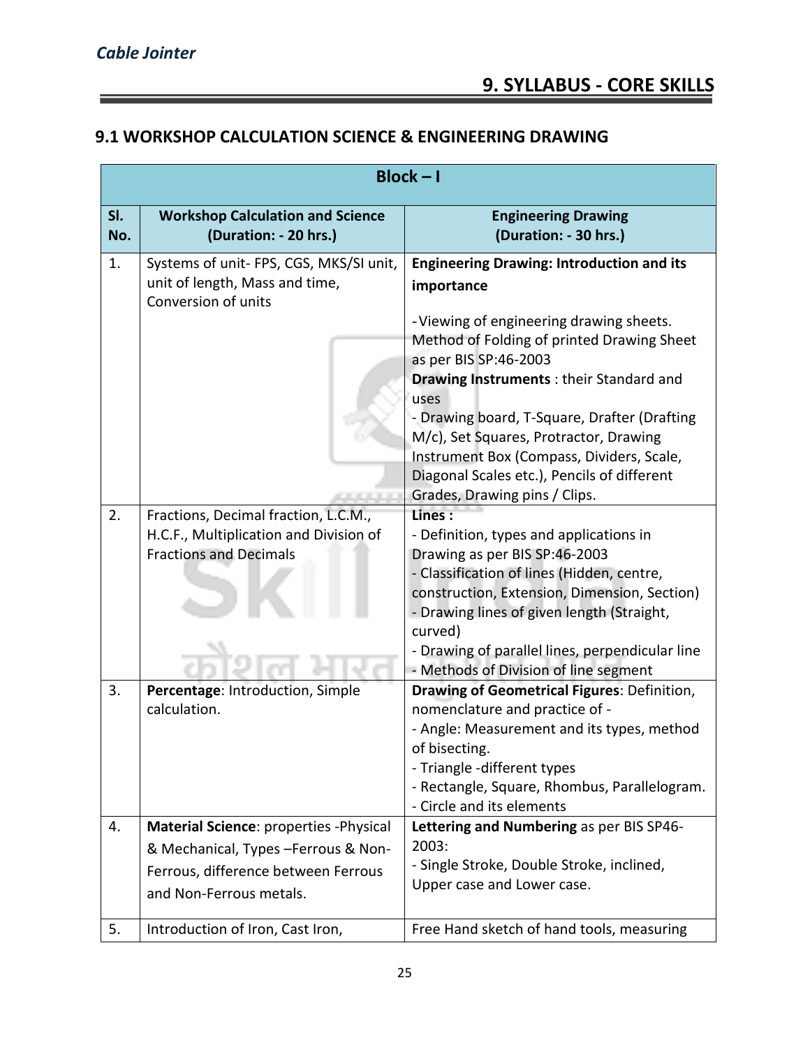## 9. SYLLABUS - CORE SKILLS

### 9.1 WORKSHOP CALCULATION SCIENCE & ENGINEERING DRAWING

| Block – I | | |
|---|---|---|
| **Sl. No.** | **Workshop Calculation and Science (Duration: - 20 hrs.)** | **Engineering Drawing (Duration: - 30 hrs.)** |
| 1. | Systems of unit- FPS, CGS, MKS/SI unit, unit of length, Mass and time, Conversion of units | **Engineering Drawing: Introduction and its importance**<br>-Viewing of engineering drawing sheets.<br>Method of Folding of printed Drawing Sheet as per BIS SP:46-2003<br>**Drawing Instruments** : their Standard and uses<br>- Drawing board, T-Square, Drafter (Drafting M/c), Set Squares, Protractor, Drawing Instrument Box (Compass, Dividers, Scale, Diagonal Scales etc.), Pencils of different Grades, Drawing pins / Clips. |
| 2. | Fractions, Decimal fraction, L.C.M., H.C.F., Multiplication and Division of Fractions and Decimals | **Lines :**<br>- Definition, types and applications in Drawing as per BIS SP:46-2003<br>- Classification of lines (Hidden, centre, construction, Extension, Dimension, Section)<br>- Drawing lines of given length (Straight, curved)<br>- Drawing of parallel lines, perpendicular line<br>- Methods of Division of line segment |
| 3. | **Percentage**: Introduction, Simple calculation. | **Drawing of Geometrical Figures**: Definition, nomenclature and practice of -<br>- Angle: Measurement and its types, method of bisecting.<br>- Triangle -different types<br>- Rectangle, Square, Rhombus, Parallelogram.<br>- Circle and its elements |
| 4. | **Material Science**: properties -Physical & Mechanical, Types –Ferrous & Non-Ferrous, difference between Ferrous and Non-Ferrous metals. | **Lettering and Numbering** as per BIS SP46-2003:<br>- Single Stroke, Double Stroke, inclined, Upper case and Lower case. |
| 5. | Introduction of Iron, Cast Iron, | Free Hand sketch of hand tools, measuring |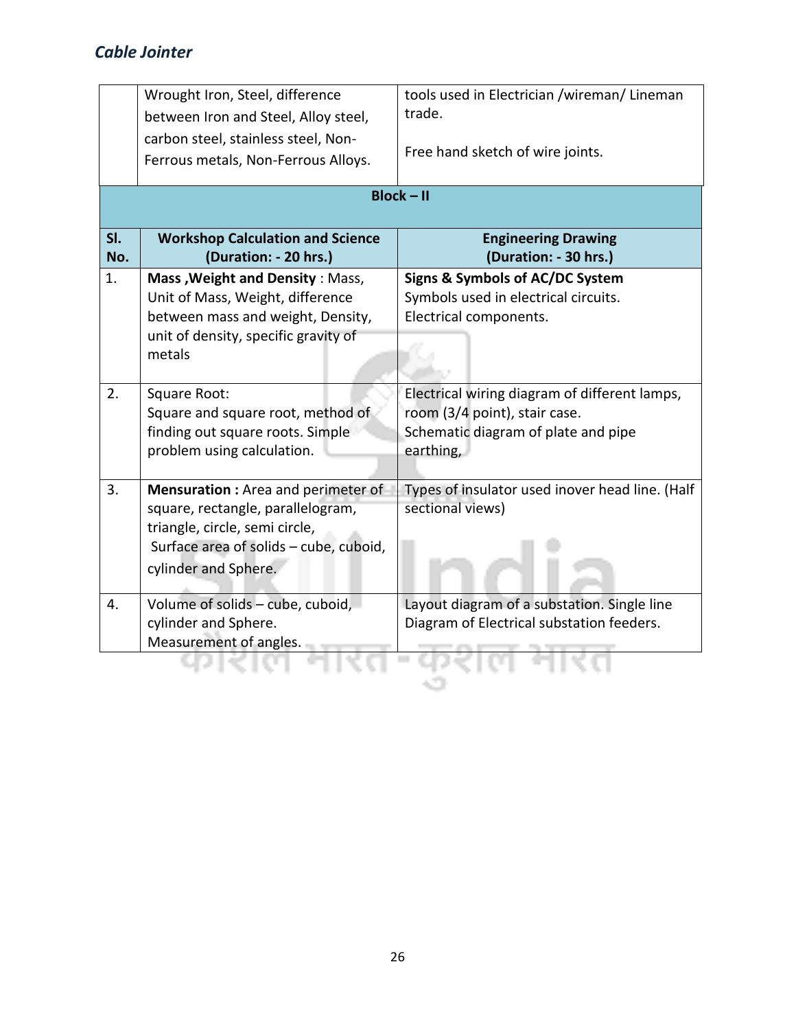| | | |
|---|---|---|
| | Wrought Iron, Steel, difference between Iron and Steel, Alloy steel, carbon steel, stainless steel, Non-Ferrous metals, Non-Ferrous Alloys. | tools used in Electrician /wireman/ Lineman trade.<br><br>Free hand sketch of wire joints. |

| Block – II | | |
|---|---|---|
| **Sl. No.** | **Workshop Calculation and Science (Duration: - 20 hrs.)** | **Engineering Drawing (Duration: - 30 hrs.)** |
| 1. | **Mass ,Weight and Density** : Mass, Unit of Mass, Weight, difference between mass and weight, Density, unit of density, specific gravity of metals | **Signs & Symbols of AC/DC System**<br>Symbols used in electrical circuits.<br>Electrical components. |
| 2. | Square Root:<br>Square and square root, method of finding out square roots. Simple problem using calculation. | Electrical wiring diagram of different lamps, room (3/4 point), stair case.<br>Schematic diagram of plate and pipe earthing, |
| 3. | **Mensuration :** Area and perimeter of square, rectangle, parallelogram, triangle, circle, semi circle,<br>Surface area of solids – cube, cuboid, cylinder and Sphere. | Types of insulator used inover head line. (Half sectional views) |
| 4. | Volume of solids – cube, cuboid, cylinder and Sphere.<br>Measurement of angles. | Layout diagram of a substation. Single line Diagram of Electrical substation feeders. |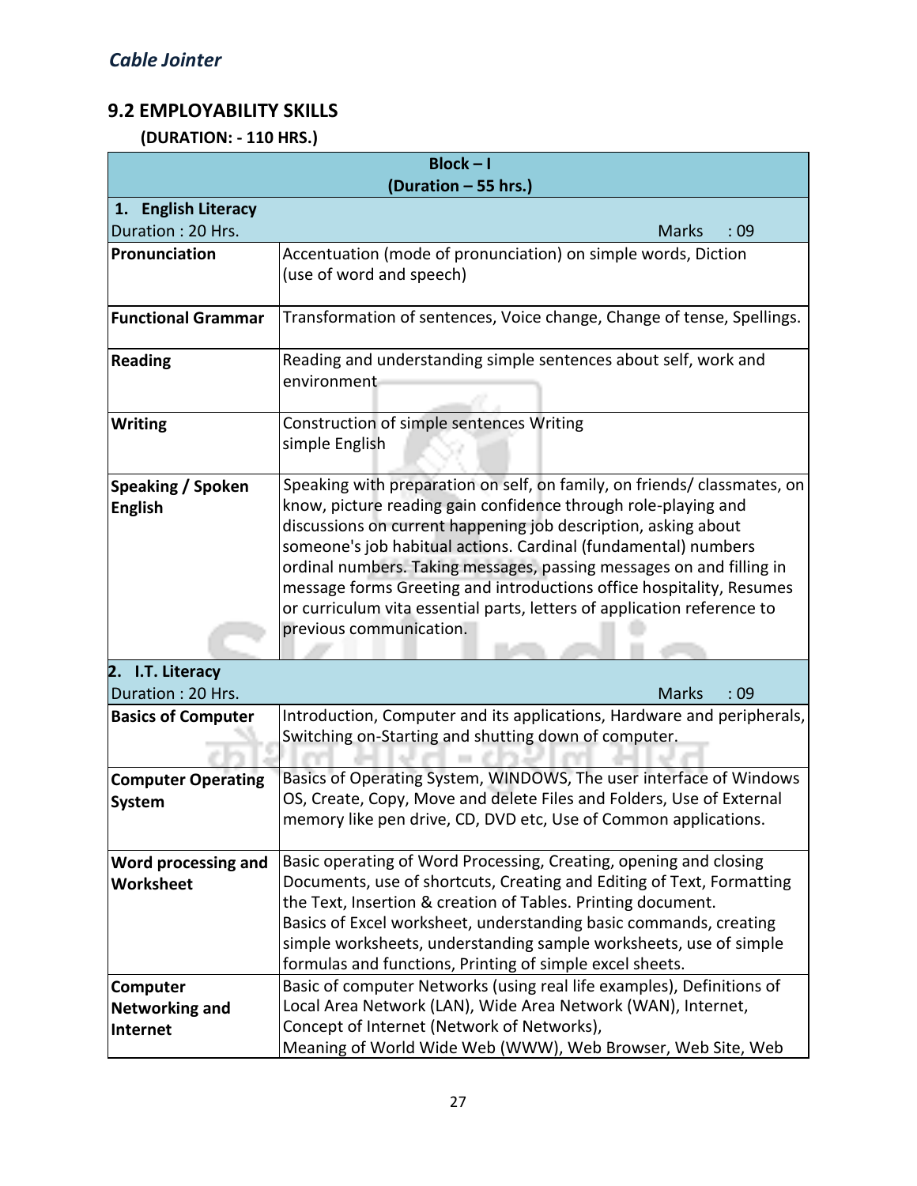## 9.2 EMPLOYABILITY SKILLS

**(DURATION: - 110 HRS.)**

| Block – I (Duration – 55 hrs.) | |
|---|---|
| **1. English Literacy** Duration : 20 Hrs. | Marks : 09 |
| **Pronunciation** | Accentuation (mode of pronunciation) on simple words, Diction (use of word and speech) |
| **Functional Grammar** | Transformation of sentences, Voice change, Change of tense, Spellings. |
| **Reading** | Reading and understanding simple sentences about self, work and environment |
| **Writing** | Construction of simple sentences Writing simple English |
| **Speaking / Spoken English** | Speaking with preparation on self, on family, on friends/ classmates, on know, picture reading gain confidence through role-playing and discussions on current happening job description, asking about someone's job habitual actions. Cardinal (fundamental) numbers ordinal numbers. Taking messages, passing messages on and filling in message forms Greeting and introductions office hospitality, Resumes or curriculum vita essential parts, letters of application reference to previous communication. |
| **2. I.T. Literacy** Duration : 20 Hrs. | Marks : 09 |
| **Basics of Computer** | Introduction, Computer and its applications, Hardware and peripherals, Switching on-Starting and shutting down of computer. |
| **Computer Operating System** | Basics of Operating System, WINDOWS, The user interface of Windows OS, Create, Copy, Move and delete Files and Folders, Use of External memory like pen drive, CD, DVD etc, Use of Common applications. |
| **Word processing and Worksheet** | Basic operating of Word Processing, Creating, opening and closing Documents, use of shortcuts, Creating and Editing of Text, Formatting the Text, Insertion & creation of Tables. Printing document.<br>Basics of Excel worksheet, understanding basic commands, creating simple worksheets, understanding sample worksheets, use of simple formulas and functions, Printing of simple excel sheets. |
| **Computer Networking and Internet** | Basic of computer Networks (using real life examples), Definitions of Local Area Network (LAN), Wide Area Network (WAN), Internet, Concept of Internet (Network of Networks),<br>Meaning of World Wide Web (WWW), Web Browser, Web Site, Web |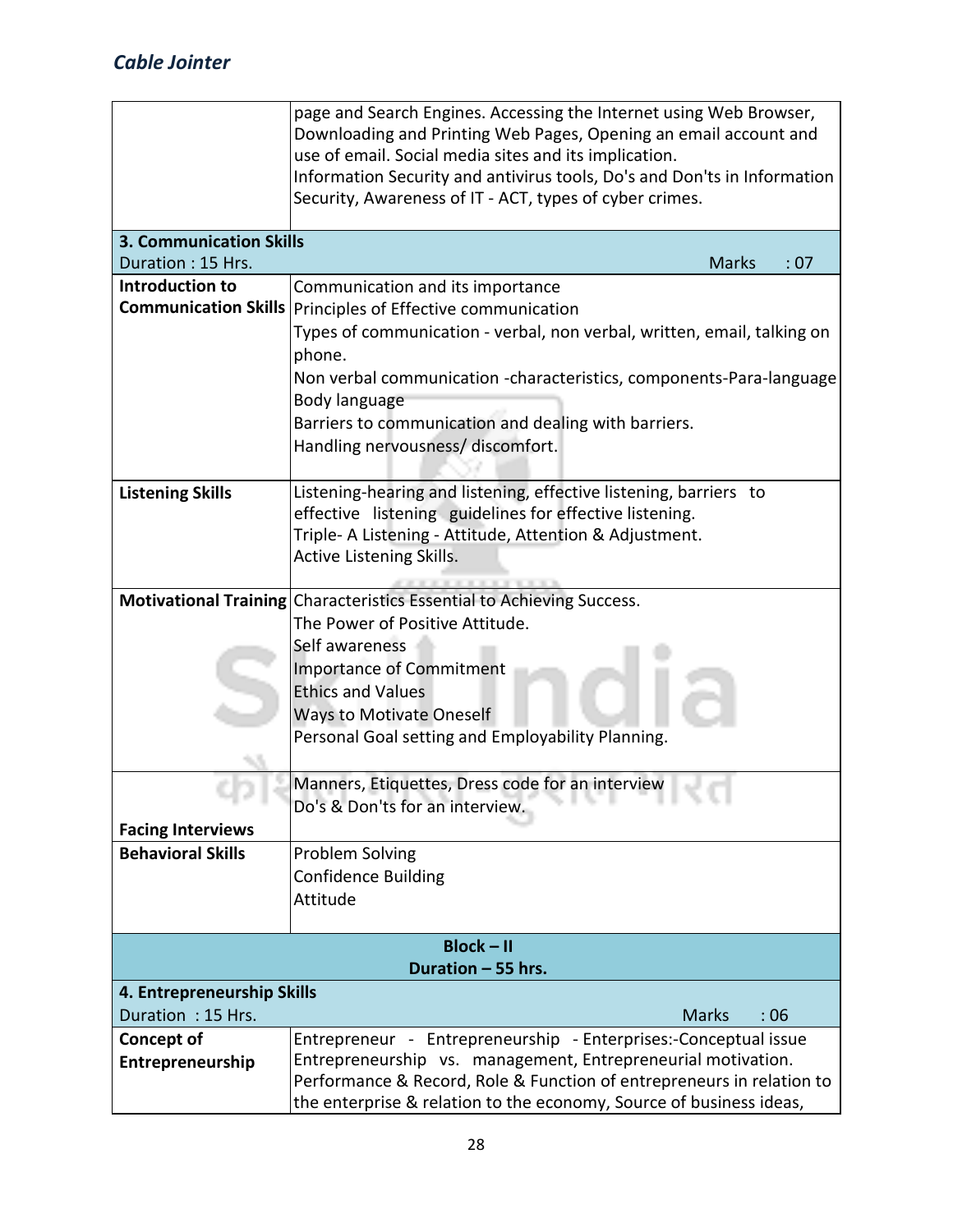| | |
|---|---|
| | page and Search Engines. Accessing the Internet using Web Browser, Downloading and Printing Web Pages, Opening an email account and use of email. Social media sites and its implication.<br>Information Security and antivirus tools, Do's and Don'ts in Information Security, Awareness of IT - ACT, types of cyber crimes. |
| **3. Communication Skills**<br>Duration : 15 Hrs. | Marks : 07 |
| **Introduction to Communication Skills** | Communication and its importance<br>Principles of Effective communication<br>Types of communication - verbal, non verbal, written, email, talking on phone.<br>Non verbal communication -characteristics, components-Para-language<br>Body language<br>Barriers to communication and dealing with barriers.<br>Handling nervousness/ discomfort. |
| **Listening Skills** | Listening-hearing and listening, effective listening, barriers to effective listening guidelines for effective listening.<br>Triple- A Listening - Attitude, Attention & Adjustment.<br>Active Listening Skills. |
| **Motivational Training** | Characteristics Essential to Achieving Success.<br>The Power of Positive Attitude.<br>Self awareness<br>Importance of Commitment<br>Ethics and Values<br>Ways to Motivate Oneself<br>Personal Goal setting and Employability Planning. |
| **Facing Interviews** | Manners, Etiquettes, Dress code for an interview<br>Do's & Don'ts for an interview. |
| **Behavioral Skills** | Problem Solving<br>Confidence Building<br>Attitude |
| **Block – II**<br>**Duration – 55 hrs.** | |
| **4. Entrepreneurship Skills**<br>Duration : 15 Hrs. | Marks : 06 |
| **Concept of Entrepreneurship** | Entrepreneur - Entrepreneurship - Enterprises:-Conceptual issue Entrepreneurship vs. management, Entrepreneurial motivation. Performance & Record, Role & Function of entrepreneurs in relation to the enterprise & relation to the economy, Source of business ideas, |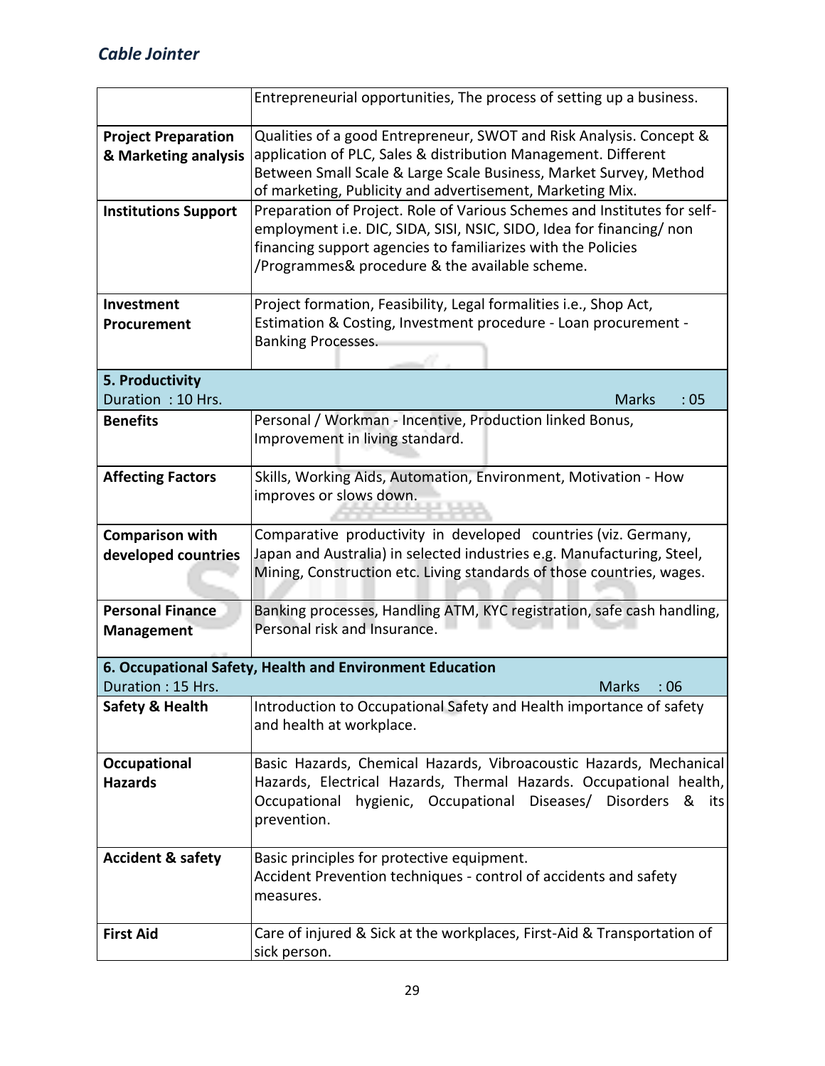| | |
|---|---|
| | Entrepreneurial opportunities, The process of setting up a business. |
| **Project Preparation & Marketing analysis** | Qualities of a good Entrepreneur, SWOT and Risk Analysis. Concept & application of PLC, Sales & distribution Management. Different Between Small Scale & Large Scale Business, Market Survey, Method of marketing, Publicity and advertisement, Marketing Mix. |
| **Institutions Support** | Preparation of Project. Role of Various Schemes and Institutes for self-employment i.e. DIC, SIDA, SISI, NSIC, SIDO, Idea for financing/ non financing support agencies to familiarizes with the Policies /Programmes& procedure & the available scheme. |
| **Investment Procurement** | Project formation, Feasibility, Legal formalities i.e., Shop Act, Estimation & Costing, Investment procedure - Loan procurement - Banking Processes. |
| **5. Productivity** Duration : 10 Hrs. | Marks : 05 |
| **Benefits** | Personal / Workman - Incentive, Production linked Bonus, Improvement in living standard. |
| **Affecting Factors** | Skills, Working Aids, Automation, Environment, Motivation - How improves or slows down. |
| **Comparison with developed countries** | Comparative productivity in developed countries (viz. Germany, Japan and Australia) in selected industries e.g. Manufacturing, Steel, Mining, Construction etc. Living standards of those countries, wages. |
| **Personal Finance Management** | Banking processes, Handling ATM, KYC registration, safe cash handling, Personal risk and Insurance. |
| **6. Occupational Safety, Health and Environment Education** Duration : 15 Hrs. | Marks : 06 |
| **Safety & Health** | Introduction to Occupational Safety and Health importance of safety and health at workplace. |
| **Occupational Hazards** | Basic Hazards, Chemical Hazards, Vibroacoustic Hazards, Mechanical Hazards, Electrical Hazards, Thermal Hazards. Occupational health, Occupational hygienic, Occupational Diseases/ Disorders & its prevention. |
| **Accident & safety** | Basic principles for protective equipment. Accident Prevention techniques - control of accidents and safety measures. |
| **First Aid** | Care of injured & Sick at the workplaces, First-Aid & Transportation of sick person. |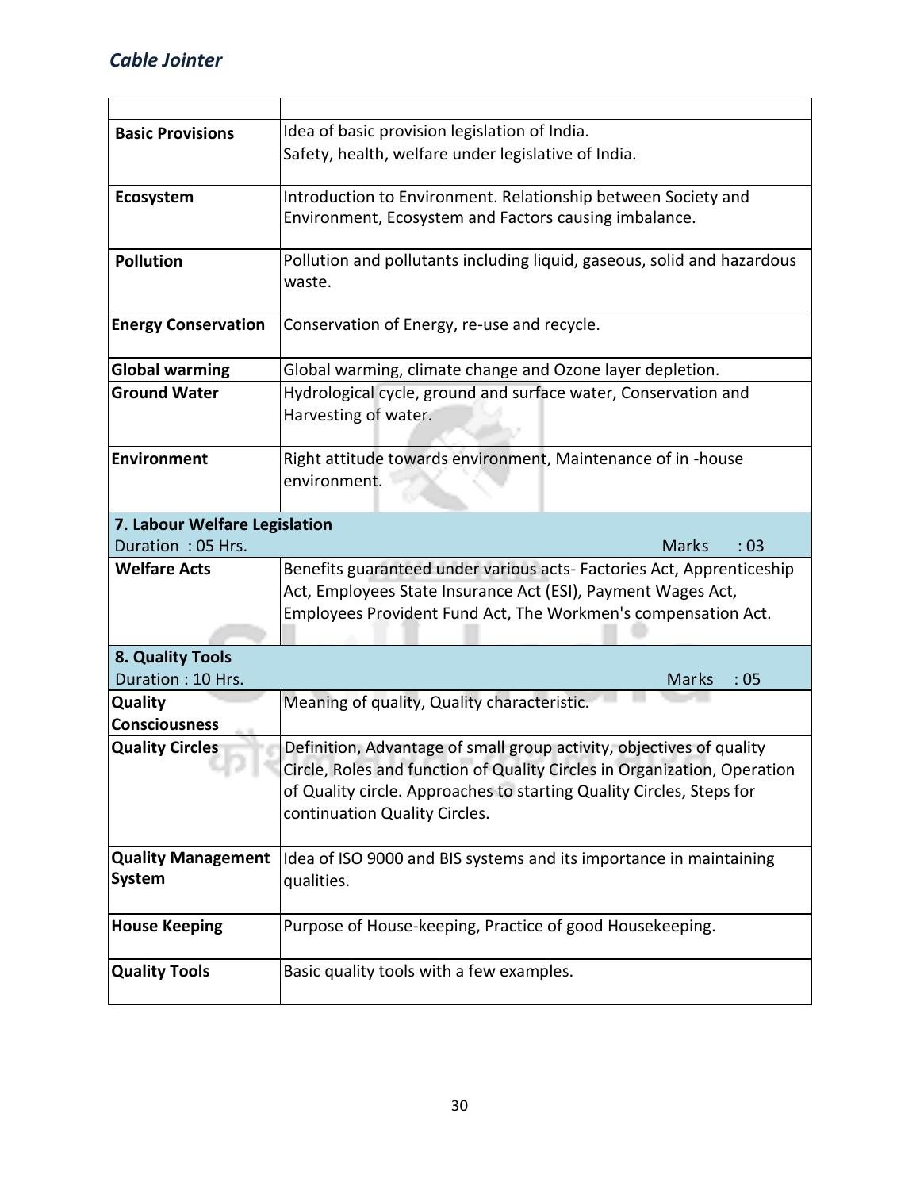| | |
|---|---|
| **Basic Provisions** | Idea of basic provision legislation of India.<br>Safety, health, welfare under legislative of India. |
| **Ecosystem** | Introduction to Environment. Relationship between Society and Environment, Ecosystem and Factors causing imbalance. |
| **Pollution** | Pollution and pollutants including liquid, gaseous, solid and hazardous waste. |
| **Energy Conservation** | Conservation of Energy, re-use and recycle. |
| **Global warming** | Global warming, climate change and Ozone layer depletion. |
| **Ground Water** | Hydrological cycle, ground and surface water, Conservation and Harvesting of water. |
| **Environment** | Right attitude towards environment, Maintenance of in -house environment. |
| **7. Labour Welfare Legislation**<br>Duration : 05 Hrs. | Marks : 03 |
| **Welfare Acts** | Benefits guaranteed under various acts- Factories Act, Apprenticeship Act, Employees State Insurance Act (ESI), Payment Wages Act, Employees Provident Fund Act, The Workmen's compensation Act. |
| **8. Quality Tools**<br>Duration : 10 Hrs. | Marks : 05 |
| **Quality Consciousness** | Meaning of quality, Quality characteristic. |
| **Quality Circles** | Definition, Advantage of small group activity, objectives of quality Circle, Roles and function of Quality Circles in Organization, Operation of Quality circle. Approaches to starting Quality Circles, Steps for continuation Quality Circles. |
| **Quality Management System** | Idea of ISO 9000 and BIS systems and its importance in maintaining qualities. |
| **House Keeping** | Purpose of House-keeping, Practice of good Housekeeping. |
| **Quality Tools** | Basic quality tools with a few examples. |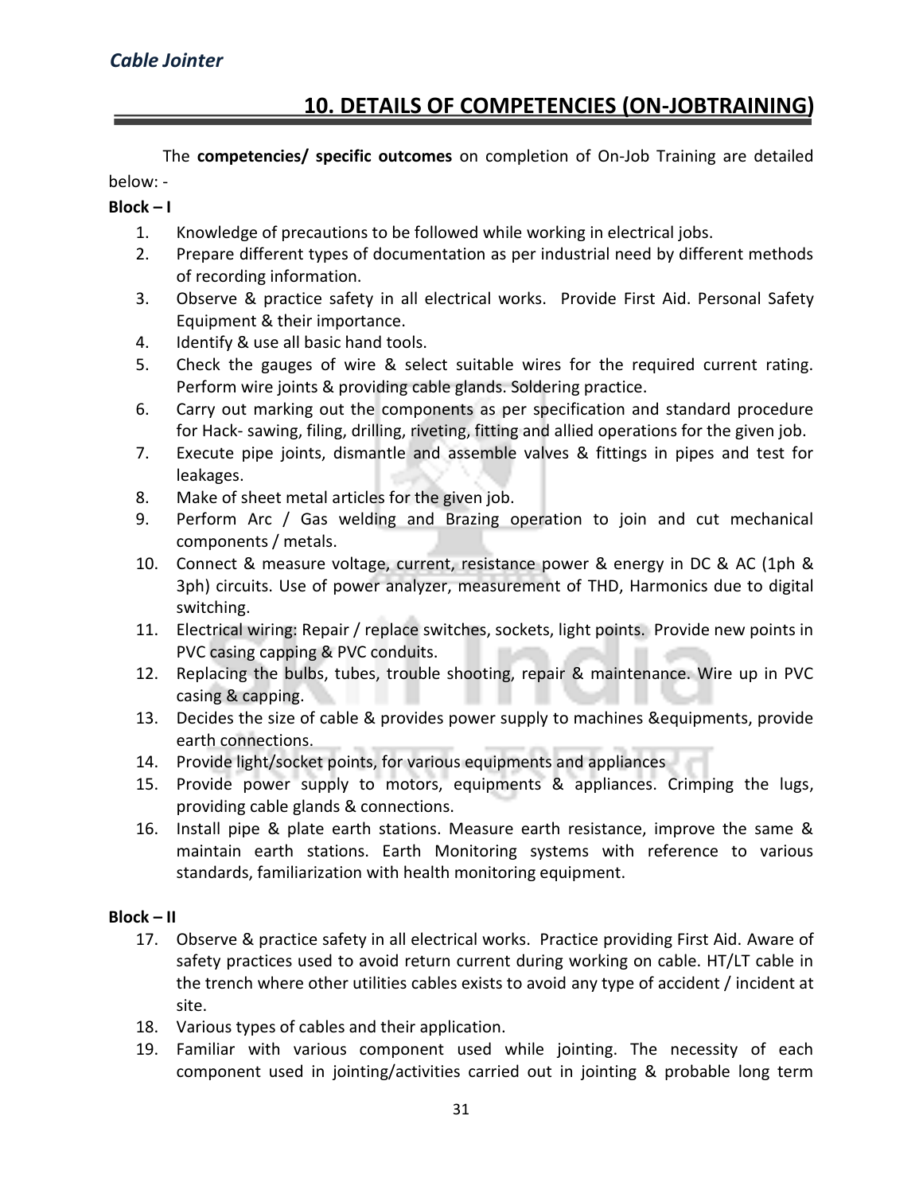## 10. DETAILS OF COMPETENCIES (ON-JOBTRAINING)

The **competencies/ specific outcomes** on completion of On-Job Training are detailed below: -

**Block – I**

1. Knowledge of precautions to be followed while working in electrical jobs.
2. Prepare different types of documentation as per industrial need by different methods of recording information.
3. Observe & practice safety in all electrical works. Provide First Aid. Personal Safety Equipment & their importance.
4. Identify & use all basic hand tools.
5. Check the gauges of wire & select suitable wires for the required current rating. Perform wire joints & providing cable glands. Soldering practice.
6. Carry out marking out the components as per specification and standard procedure for Hack- sawing, filing, drilling, riveting, fitting and allied operations for the given job.
7. Execute pipe joints, dismantle and assemble valves & fittings in pipes and test for leakages.
8. Make of sheet metal articles for the given job.
9. Perform Arc / Gas welding and Brazing operation to join and cut mechanical components / metals.
10. Connect & measure voltage, current, resistance power & energy in DC & AC (1ph & 3ph) circuits. Use of power analyzer, measurement of THD, Harmonics due to digital switching.
11. Electrical wiring: Repair / replace switches, sockets, light points. Provide new points in PVC casing capping & PVC conduits.
12. Replacing the bulbs, tubes, trouble shooting, repair & maintenance. Wire up in PVC casing & capping.
13. Decides the size of cable & provides power supply to machines &equipments, provide earth connections.
14. Provide light/socket points, for various equipments and appliances
15. Provide power supply to motors, equipments & appliances. Crimping the lugs, providing cable glands & connections.
16. Install pipe & plate earth stations. Measure earth resistance, improve the same & maintain earth stations. Earth Monitoring systems with reference to various standards, familiarization with health monitoring equipment.

**Block – II**

17. Observe & practice safety in all electrical works. Practice providing First Aid. Aware of safety practices used to avoid return current during working on cable. HT/LT cable in the trench where other utilities cables exists to avoid any type of accident / incident at site.
18. Various types of cables and their application.
19. Familiar with various component used while jointing. The necessity of each component used in jointing/activities carried out in jointing & probable long term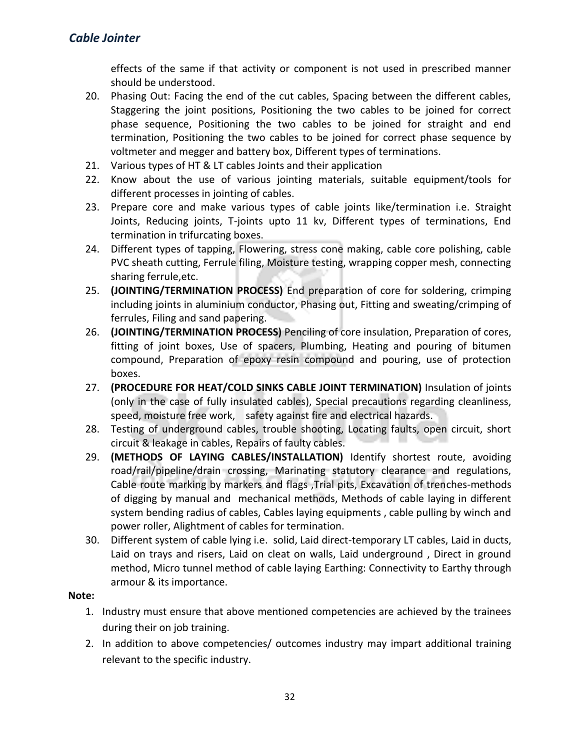effects of the same if that activity or component is not used in prescribed manner should be understood.

20. Phasing Out: Facing the end of the cut cables, Spacing between the different cables, Staggering the joint positions, Positioning the two cables to be joined for correct phase sequence, Positioning the two cables to be joined for straight and end termination, Positioning the two cables to be joined for correct phase sequence by voltmeter and megger and battery box, Different types of terminations.
21. Various types of HT & LT cables Joints and their application
22. Know about the use of various jointing materials, suitable equipment/tools for different processes in jointing of cables.
23. Prepare core and make various types of cable joints like/termination i.e. Straight Joints, Reducing joints, T-joints upto 11 kv, Different types of terminations, End termination in trifurcating boxes.
24. Different types of tapping, Flowering, stress cone making, cable core polishing, cable PVC sheath cutting, Ferrule filing, Moisture testing, wrapping copper mesh, connecting sharing ferrule,etc.
25. **(JOINTING/TERMINATION PROCESS)** End preparation of core for soldering, crimping including joints in aluminium conductor, Phasing out, Fitting and sweating/crimping of ferrules, Filing and sand papering.
26. **(JOINTING/TERMINATION PROCESS)** Penciling of core insulation, Preparation of cores, fitting of joint boxes, Use of spacers, Plumbing, Heating and pouring of bitumen compound, Preparation of epoxy resin compound and pouring, use of protection boxes.
27. **(PROCEDURE FOR HEAT/COLD SINKS CABLE JOINT TERMINATION)** Insulation of joints (only in the case of fully insulated cables), Special precautions regarding cleanliness, speed, moisture free work, safety against fire and electrical hazards.
28. Testing of underground cables, trouble shooting, Locating faults, open circuit, short circuit & leakage in cables, Repairs of faulty cables.
29. **(METHODS OF LAYING CABLES/INSTALLATION)** Identify shortest route, avoiding road/rail/pipeline/drain crossing, Marinating statutory clearance and regulations, Cable route marking by markers and flags ,Trial pits, Excavation of trenches-methods of digging by manual and mechanical methods, Methods of cable laying in different system bending radius of cables, Cables laying equipments , cable pulling by winch and power roller, Alightment of cables for termination.
30. Different system of cable lying i.e. solid, Laid direct-temporary LT cables, Laid in ducts, Laid on trays and risers, Laid on cleat on walls, Laid underground , Direct in ground method, Micro tunnel method of cable laying Earthing: Connectivity to Earthy through armour & its importance.

**Note:**

1. Industry must ensure that above mentioned competencies are achieved by the trainees during their on job training.
2. In addition to above competencies/ outcomes industry may impart additional training relevant to the specific industry.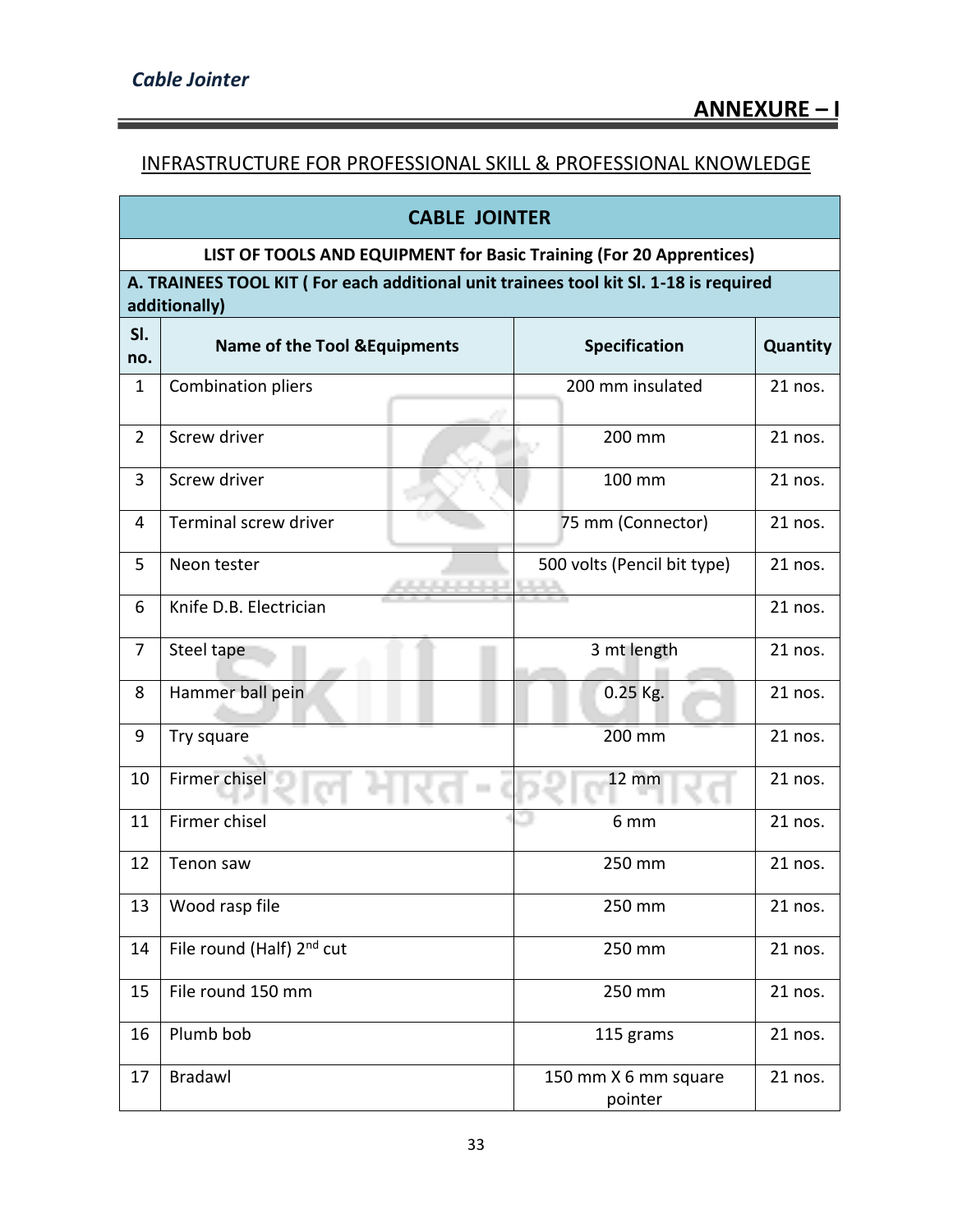## ANNEXURE – I

### INFRASTRUCTURE FOR PROFESSIONAL SKILL & PROFESSIONAL KNOWLEDGE

| CABLE JOINTER | | | |
|---|---|---|---|
| **LIST OF TOOLS AND EQUIPMENT for Basic Training (For 20 Apprentices)** | | | |
| **A. TRAINEES TOOL KIT ( For each additional unit trainees tool kit Sl. 1-18 is required additionally)** | | | |
| **Sl. no.** | **Name of the Tool &Equipments** | **Specification** | **Quantity** |
| 1 | Combination pliers | 200 mm insulated | 21 nos. |
| 2 | Screw driver | 200 mm | 21 nos. |
| 3 | Screw driver | 100 mm | 21 nos. |
| 4 | Terminal screw driver | 75 mm (Connector) | 21 nos. |
| 5 | Neon tester | 500 volts (Pencil bit type) | 21 nos. |
| 6 | Knife D.B. Electrician | | 21 nos. |
| 7 | Steel tape | 3 mt length | 21 nos. |
| 8 | Hammer ball pein | 0.25 Kg. | 21 nos. |
| 9 | Try square | 200 mm | 21 nos. |
| 10 | Firmer chisel | 12 mm | 21 nos. |
| 11 | Firmer chisel | 6 mm | 21 nos. |
| 12 | Tenon saw | 250 mm | 21 nos. |
| 13 | Wood rasp file | 250 mm | 21 nos. |
| 14 | File round (Half) 2nd cut | 250 mm | 21 nos. |
| 15 | File round 150 mm | 250 mm | 21 nos. |
| 16 | Plumb bob | 115 grams | 21 nos. |
| 17 | Bradawl | 150 mm X 6 mm square pointer | 21 nos. |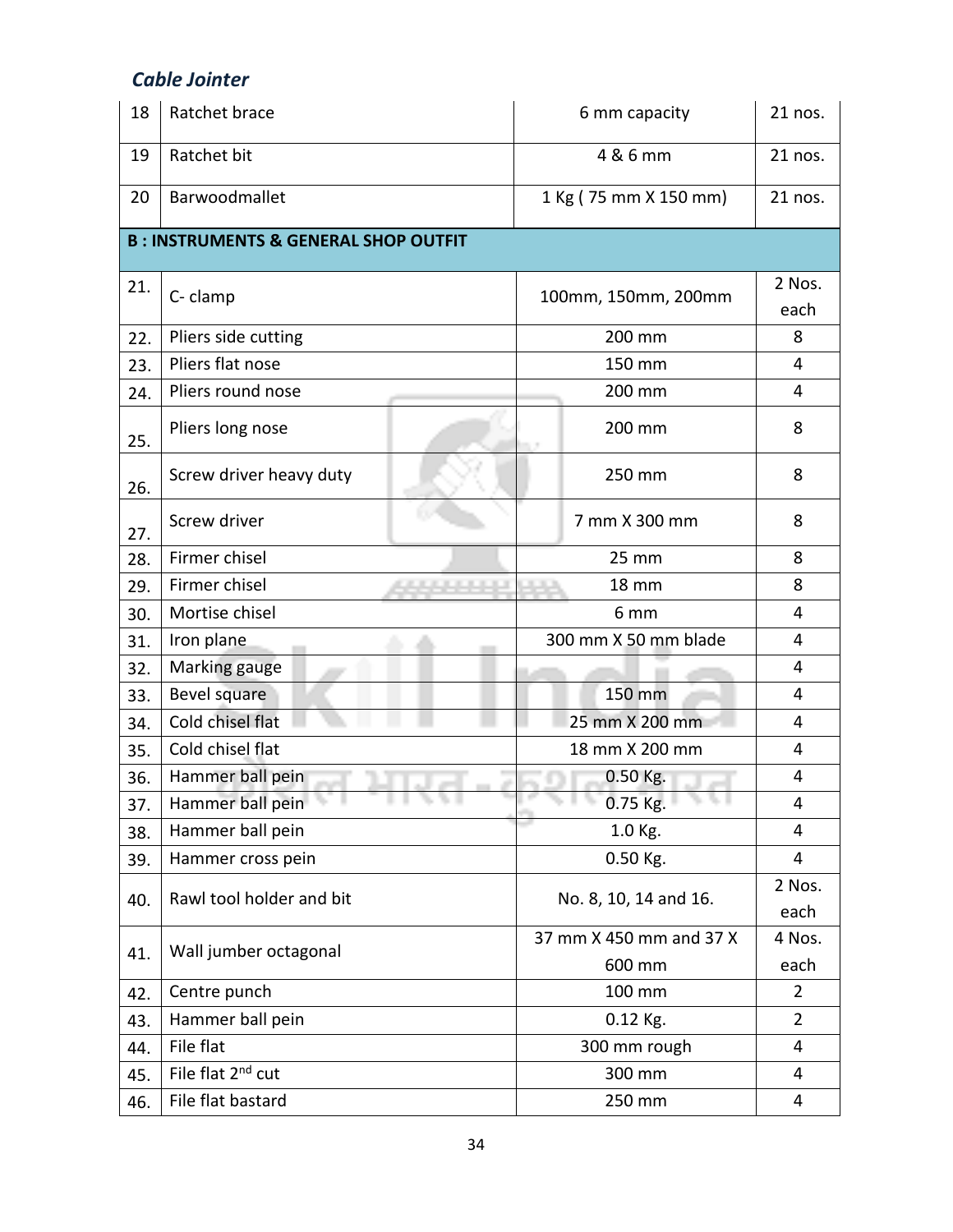| | | | |
|---|---|---|---|
| 18 | Ratchet brace | 6 mm capacity | 21 nos. |
| 19 | Ratchet bit | 4 & 6 mm | 21 nos. |
| 20 | Barwoodmallet | 1 Kg ( 75 mm X 150 mm) | 21 nos. |
| **B : INSTRUMENTS & GENERAL SHOP OUTFIT** | | | |
| 21. | C- clamp | 100mm, 150mm, 200mm | 2 Nos. each |
| 22. | Pliers side cutting | 200 mm | 8 |
| 23. | Pliers flat nose | 150 mm | 4 |
| 24. | Pliers round nose | 200 mm | 4 |
| 25. | Pliers long nose | 200 mm | 8 |
| 26. | Screw driver heavy duty | 250 mm | 8 |
| 27. | Screw driver | 7 mm X 300 mm | 8 |
| 28. | Firmer chisel | 25 mm | 8 |
| 29. | Firmer chisel | 18 mm | 8 |
| 30. | Mortise chisel | 6 mm | 4 |
| 31. | Iron plane | 300 mm X 50 mm blade | 4 |
| 32. | Marking gauge | | 4 |
| 33. | Bevel square | 150 mm | 4 |
| 34. | Cold chisel flat | 25 mm X 200 mm | 4 |
| 35. | Cold chisel flat | 18 mm X 200 mm | 4 |
| 36. | Hammer ball pein | 0.50 Kg. | 4 |
| 37. | Hammer ball pein | 0.75 Kg. | 4 |
| 38. | Hammer ball pein | 1.0 Kg. | 4 |
| 39. | Hammer cross pein | 0.50 Kg. | 4 |
| 40. | Rawl tool holder and bit | No. 8, 10, 14 and 16. | 2 Nos. each |
| 41. | Wall jumber octagonal | 37 mm X 450 mm and 37 X 600 mm | 4 Nos. each |
| 42. | Centre punch | 100 mm | 2 |
| 43. | Hammer ball pein | 0.12 Kg. | 2 |
| 44. | File flat | 300 mm rough | 4 |
| 45. | File flat 2nd cut | 300 mm | 4 |
| 46. | File flat bastard | 250 mm | 4 |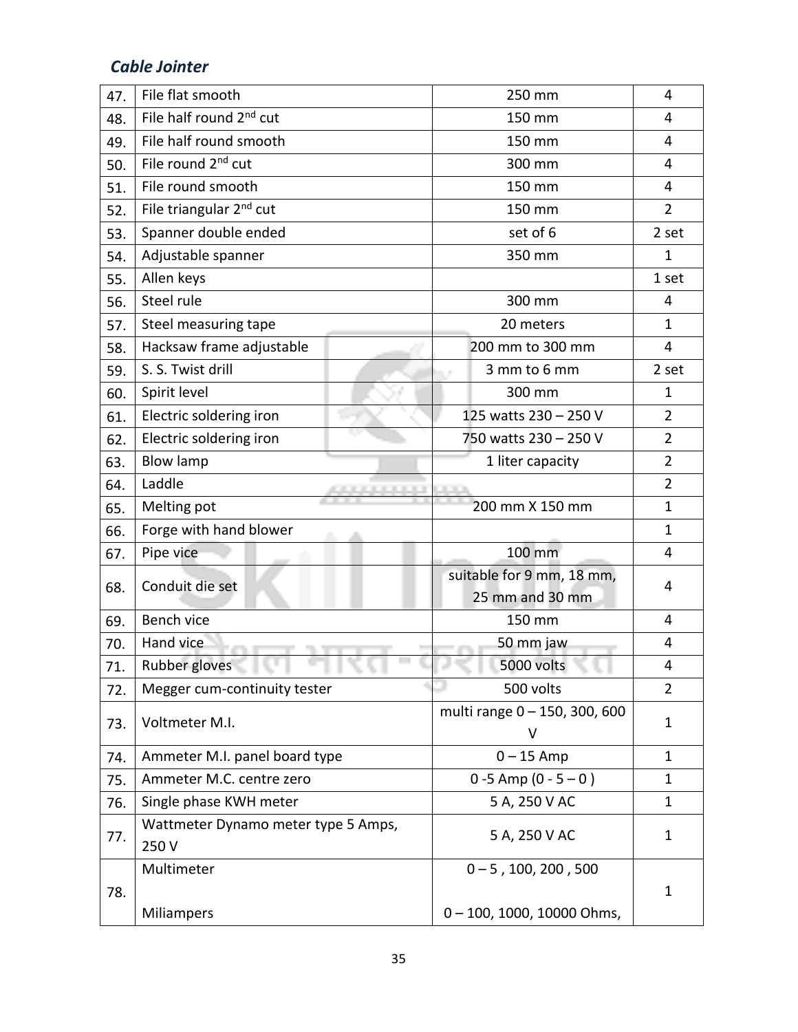*Cable Jointer*

| | | | |
|---|---|---|---|
| 47. | File flat smooth | 250 mm | 4 |
| 48. | File half round 2nd cut | 150 mm | 4 |
| 49. | File half round smooth | 150 mm | 4 |
| 50. | File round 2nd cut | 300 mm | 4 |
| 51. | File round smooth | 150 mm | 4 |
| 52. | File triangular 2nd cut | 150 mm | 2 |
| 53. | Spanner double ended | set of 6 | 2 set |
| 54. | Adjustable spanner | 350 mm | 1 |
| 55. | Allen keys | | 1 set |
| 56. | Steel rule | 300 mm | 4 |
| 57. | Steel measuring tape | 20 meters | 1 |
| 58. | Hacksaw frame adjustable | 200 mm to 300 mm | 4 |
| 59. | S. S. Twist drill | 3 mm to 6 mm | 2 set |
| 60. | Spirit level | 300 mm | 1 |
| 61. | Electric soldering iron | 125 watts 230 – 250 V | 2 |
| 62. | Electric soldering iron | 750 watts 230 – 250 V | 2 |
| 63. | Blow lamp | 1 liter capacity | 2 |
| 64. | Laddle | | 2 |
| 65. | Melting pot | 200 mm X 150 mm | 1 |
| 66. | Forge with hand blower | | 1 |
| 67. | Pipe vice | 100 mm | 4 |
| 68. | Conduit die set | suitable for 9 mm, 18 mm, 25 mm and 30 mm | 4 |
| 69. | Bench vice | 150 mm | 4 |
| 70. | Hand vice | 50 mm jaw | 4 |
| 71. | Rubber gloves | 5000 volts | 4 |
| 72. | Megger cum-continuity tester | 500 volts | 2 |
| 73. | Voltmeter M.I. | multi range 0 – 150, 300, 600 V | 1 |
| 74. | Ammeter M.I. panel board type | 0 – 15 Amp | 1 |
| 75. | Ammeter M.C. centre zero | 0 -5 Amp (0 - 5 – 0 ) | 1 |
| 76. | Single phase KWH meter | 5 A, 250 V AC | 1 |
| 77. | Wattmeter Dynamo meter type 5 Amps, 250 V | 5 A, 250 V AC | 1 |
| 78. | Multimeter<br><br>Miliampers | 0 – 5 , 100, 200 , 500<br><br>0 – 100, 1000, 10000 Ohms, | 1 |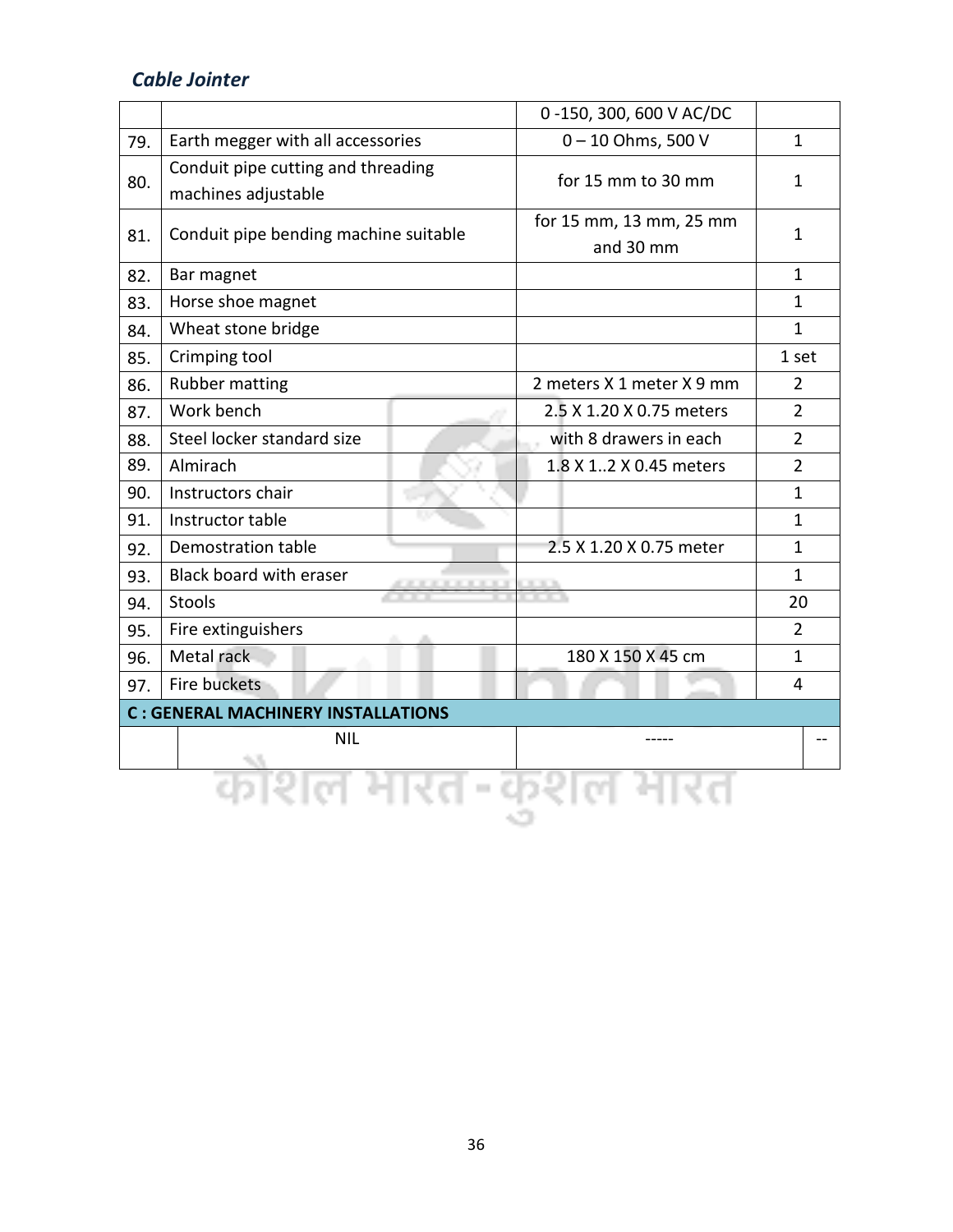*Cable Jointer*

| | | | |
|---|---|---|---|
| | | 0 -150, 300, 600 V AC/DC | |
| 79. | Earth megger with all accessories | 0 – 10 Ohms, 500 V | 1 |
| 80. | Conduit pipe cutting and threading machines adjustable | for 15 mm to 30 mm | 1 |
| 81. | Conduit pipe bending machine suitable | for 15 mm, 13 mm, 25 mm and 30 mm | 1 |
| 82. | Bar magnet | | 1 |
| 83. | Horse shoe magnet | | 1 |
| 84. | Wheat stone bridge | | 1 |
| 85. | Crimping tool | | 1 set |
| 86. | Rubber matting | 2 meters X 1 meter X 9 mm | 2 |
| 87. | Work bench | 2.5 X 1.20 X 0.75 meters | 2 |
| 88. | Steel locker standard size | with 8 drawers in each | 2 |
| 89. | Almirach | 1.8 X 1..2 X 0.45 meters | 2 |
| 90. | Instructors chair | | 1 |
| 91. | Instructor table | | 1 |
| 92. | Demostration table | 2.5 X 1.20 X 0.75 meter | 1 |
| 93. | Black board with eraser | | 1 |
| 94. | Stools | | 20 |
| 95. | Fire extinguishers | | 2 |
| 96. | Metal rack | 180 X 150 X 45 cm | 1 |
| 97. | Fire buckets | | 4 |
| **C : GENERAL MACHINERY INSTALLATIONS** | | | |
| | NIL | ----- | -- |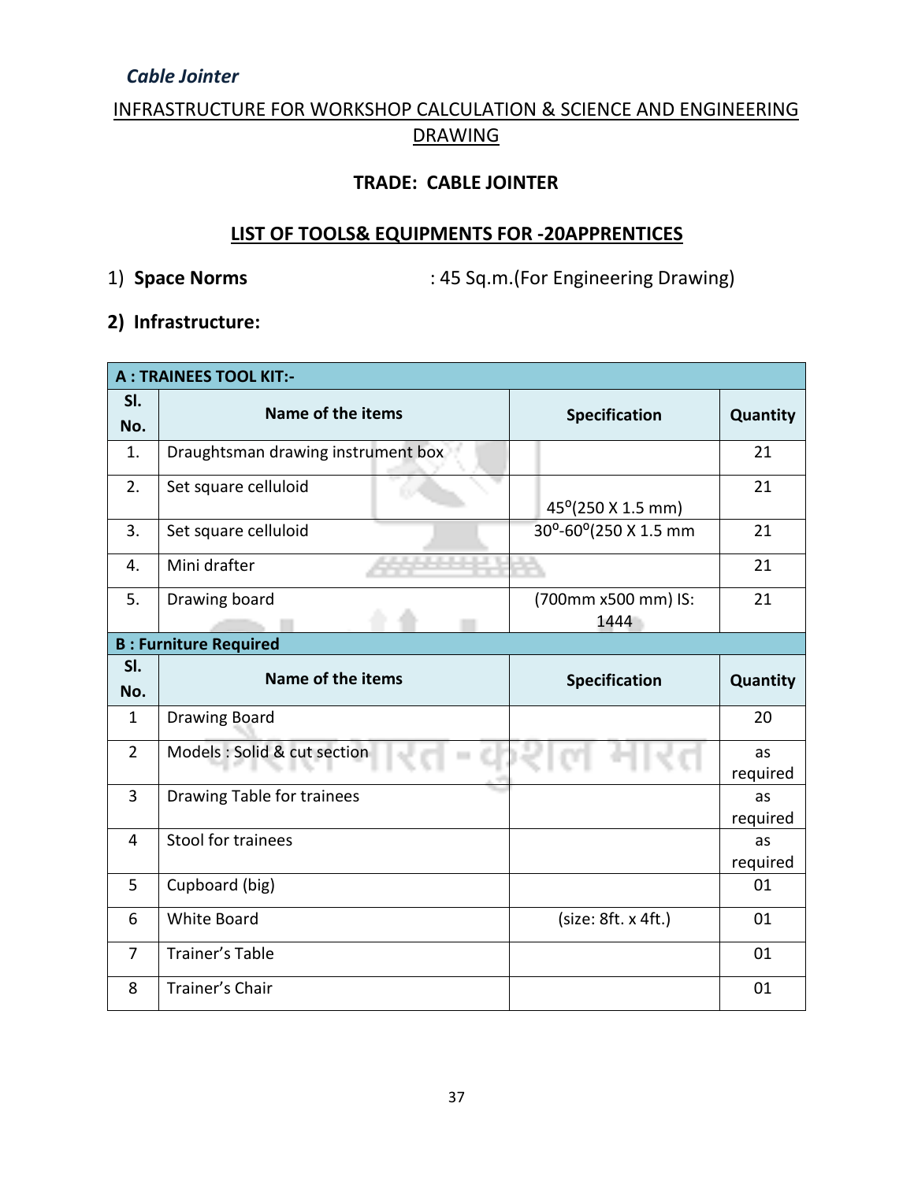*Cable Jointer*

## INFRASTRUCTURE FOR WORKSHOP CALCULATION & SCIENCE AND ENGINEERING DRAWING

### TRADE: CABLE JOINTER

### LIST OF TOOLS& EQUIPMENTS FOR -20APPRENTICES

1) **Space Norms** : 45 Sq.m.(For Engineering Drawing)

**2) Infrastructure:**

| Sl. No. | Name of the items | Specification | Quantity |
|---|---|---|---|
| **A : TRAINEES TOOL KIT:-** | | | |
| 1. | Draughtsman drawing instrument box | | 21 |
| 2. | Set square celluloid | $45^o$(250 X 1.5 mm) | 21 |
| 3. | Set square celluloid | $30^o$-$60^o$(250 X 1.5 mm | 21 |
| 4. | Mini drafter | | 21 |
| 5. | Drawing board | (700mm x500 mm) IS: 1444 | 21 |
| **B : Furniture Required** | | | |
| **Sl. No.** | **Name of the items** | **Specification** | **Quantity** |
| 1 | Drawing Board | | 20 |
| 2 | Models : Solid & cut section | | as required |
| 3 | Drawing Table for trainees | | as required |
| 4 | Stool for trainees | | as required |
| 5 | Cupboard (big) | | 01 |
| 6 | White Board | (size: 8ft. x 4ft.) | 01 |
| 7 | Trainer's Table | | 01 |
| 8 | Trainer's Chair | | 01 |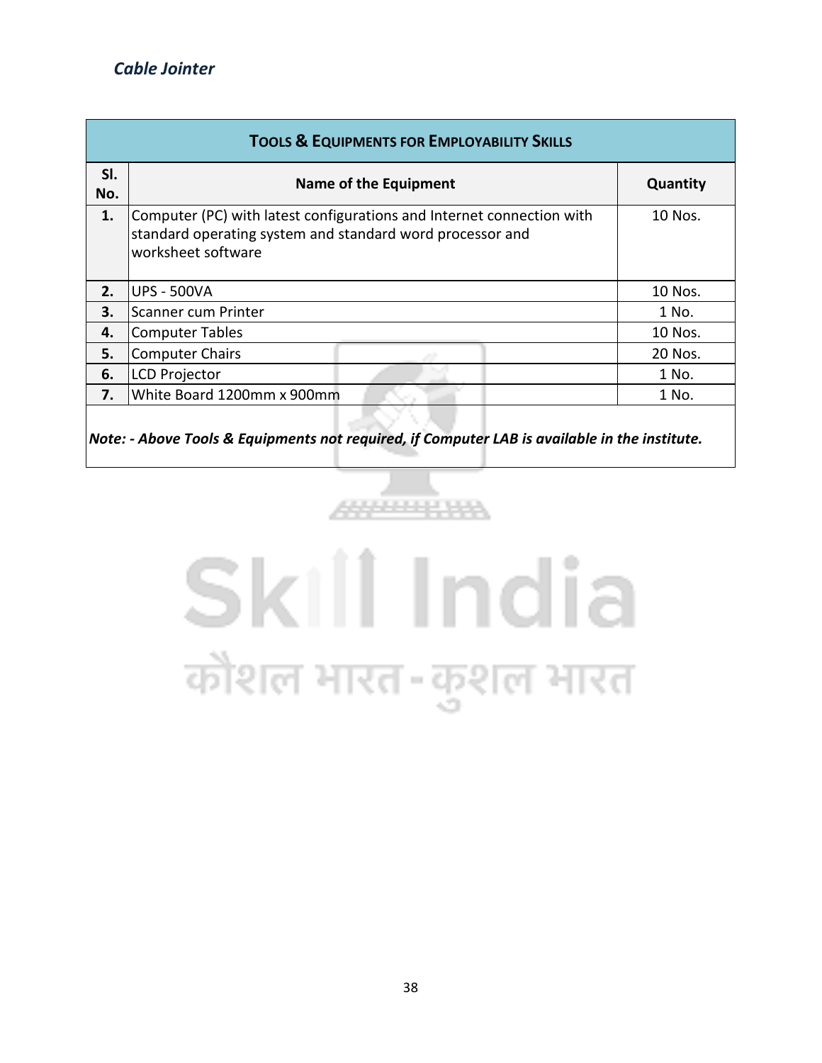*Cable Jointer*

| TOOLS & EQUIPMENTS FOR EMPLOYABILITY SKILLS | | |
|---|---|---|
| **Sl. No.** | **Name of the Equipment** | **Quantity** |
| **1.** | Computer (PC) with latest configurations and Internet connection with standard operating system and standard word processor and worksheet software | 10 Nos. |
| **2.** | UPS - 500VA | 10 Nos. |
| **3.** | Scanner cum Printer | 1 No. |
| **4.** | Computer Tables | 10 Nos. |
| **5.** | Computer Chairs | 20 Nos. |
| **6.** | LCD Projector | 1 No. |
| **7.** | White Board 1200mm x 900mm | 1 No. |

***Note: - Above Tools & Equipments not required, if Computer LAB is available in the institute.***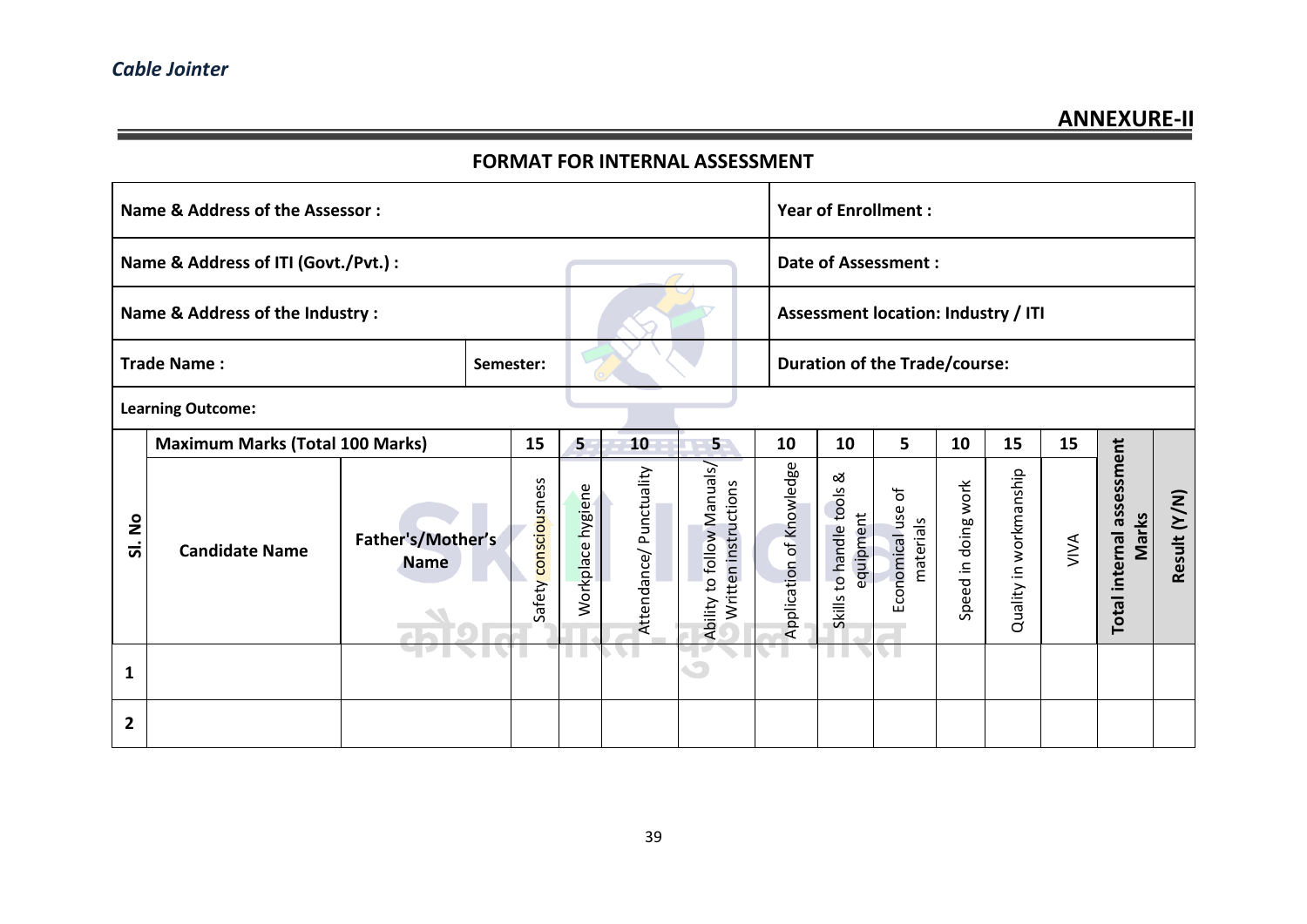## ANNEXURE-II

### FORMAT FOR INTERNAL ASSESSMENT

| | |
|---|---|
| **Name & Address of the Assessor :** | **Year of Enrollment :** |
| **Name & Address of ITI (Govt./Pvt.) :** | **Date of Assessment :** |
| **Name & Address of the Industry :** | **Assessment location: Industry / ITI** |
| **Trade Name :** **Semester:** | **Duration of the Trade/course:** |
| **Learning Outcome:** | |

| | **Maximum Marks (Total 100 Marks)** | | 15 | 5 | 10 | 5 | 10 | 10 | 5 | 10 | 15 | 15 | | |
|---|---|---|---|---|---|---|---|---|---|---|---|---|---|---|
| **Sl. No** | **Candidate Name** | **Father's/Mother's Name** | Safety consciousness | Workplace hygiene | Attendance/ Punctuality | Ability to follow Manuals/ Written instructions | Application of Knowledge | Skills to handle tools & equipment | Economical use of materials | Speed in doing work | Quality in workmanship | VIVA | **Total internal assessment Marks** | **Result (Y/N)** |
| **1** | | | | | | | | | | | | | | |
| **2** | | | | | | | | | | | | | | |